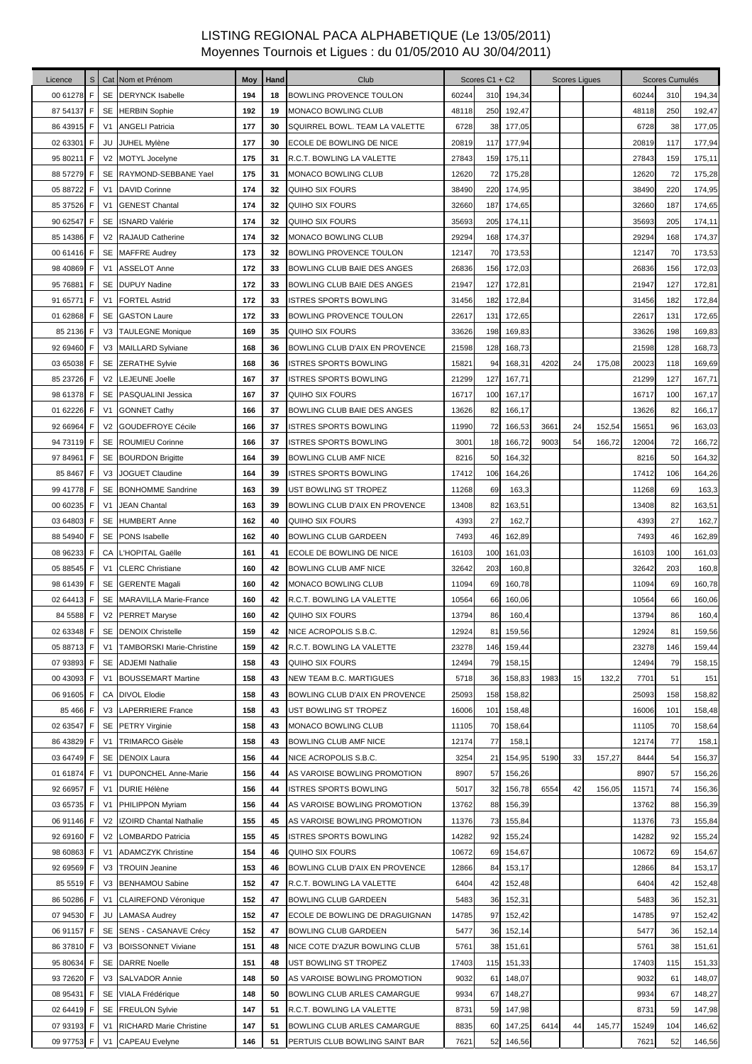# LISTING REGIONAL PACA ALPHABETIQUE (Le 13/05/2011)

## Moyennes Tournois et Ligues : du 01/05/2010 AU 30/04/2011)

| Licence | S | Cat | Nom et Prénom | Moy | Hand | Club | Scores C1 + C2 | | | Scores Ligues | | | Scores Cumulés | | |
|---|---|---|---|---|---|---|---|---|---|---|---|---|---|---|---|
| 00 61278 | F | SE | DERYNCK Isabelle | 194 | 18 | BOWLING PROVENCE TOULON | 60244 | 310 | 194,34 | | | | 60244 | 310 | 194,34 |
| 87 54137 | F | SE | HERBIN Sophie | 192 | 19 | MONACO BOWLING CLUB | 48118 | 250 | 192,47 | | | | 48118 | 250 | 192,47 |
| 86 43915 | F | V1 | ANGELI Patricia | 177 | 30 | SQUIRREL BOWL. TEAM LA VALETTE | 6728 | 38 | 177,05 | | | | 6728 | 38 | 177,05 |
| 02 63301 | F | JU | JUHEL Mylène | 177 | 30 | ECOLE DE BOWLING DE NICE | 20819 | 117 | 177,94 | | | | 20819 | 117 | 177,94 |
| 95 80211 | F | V2 | MOTYL Jocelyne | 175 | 31 | R.C.T. BOWLING LA VALETTE | 27843 | 159 | 175,11 | | | | 27843 | 159 | 175,11 |
| 88 57279 | F | SE | RAYMOND-SEBBANE Yael | 175 | 31 | MONACO BOWLING CLUB | 12620 | 72 | 175,28 | | | | 12620 | 72 | 175,28 |
| 05 88722 | F | V1 | DAVID Corinne | 174 | 32 | QUIHO SIX FOURS | 38490 | 220 | 174,95 | | | | 38490 | 220 | 174,95 |
| 85 37526 | F | V1 | GENEST Chantal | 174 | 32 | QUIHO SIX FOURS | 32660 | 187 | 174,65 | | | | 32660 | 187 | 174,65 |
| 90 62547 | F | SE | ISNARD Valérie | 174 | 32 | QUIHO SIX FOURS | 35693 | 205 | 174,11 | | | | 35693 | 205 | 174,11 |
| 85 14386 | F | V2 | RAJAUD Catherine | 174 | 32 | MONACO BOWLING CLUB | 29294 | 168 | 174,37 | | | | 29294 | 168 | 174,37 |
| 00 61416 | F | SE | MAFFRE Audrey | 173 | 32 | BOWLING PROVENCE TOULON | 12147 | 70 | 173,53 | | | | 12147 | 70 | 173,53 |
| 98 40869 | F | V1 | ASSELOT Anne | 172 | 33 | BOWLING CLUB BAIE DES ANGES | 26836 | 156 | 172,03 | | | | 26836 | 156 | 172,03 |
| 95 76881 | F | SE | DUPUY Nadine | 172 | 33 | BOWLING CLUB BAIE DES ANGES | 21947 | 127 | 172,81 | | | | 21947 | 127 | 172,81 |
| 91 65771 | F | V1 | FORTEL Astrid | 172 | 33 | ISTRES SPORTS BOWLING | 31456 | 182 | 172,84 | | | | 31456 | 182 | 172,84 |
| 01 62868 | F | SE | GASTON Laure | 172 | 33 | BOWLING PROVENCE TOULON | 22617 | 131 | 172,65 | | | | 22617 | 131 | 172,65 |
| 85 2136 | F | V3 | TAULEGNE Monique | 169 | 35 | QUIHO SIX FOURS | 33626 | 198 | 169,83 | | | | 33626 | 198 | 169,83 |
| 92 69460 | F | V3 | MAILLARD Sylviane | 168 | 36 | BOWLING CLUB D'AIX EN PROVENCE | 21598 | 128 | 168,73 | | | | 21598 | 128 | 168,73 |
| 03 65038 | F | SE | ZERATHE Sylvie | 168 | 36 | ISTRES SPORTS BOWLING | 15821 | 94 | 168,31 | 4202 | 24 | 175,08 | 20023 | 118 | 169,69 |
| 85 23726 | F | V2 | LEJEUNE Joelle | 167 | 37 | ISTRES SPORTS BOWLING | 21299 | 127 | 167,71 | | | | 21299 | 127 | 167,71 |
| 98 61378 | F | SE | PASQUALINI Jessica | 167 | 37 | QUIHO SIX FOURS | 16717 | 100 | 167,17 | | | | 16717 | 100 | 167,17 |
| 01 62226 | F | V1 | GONNET Cathy | 166 | 37 | BOWLING CLUB BAIE DES ANGES | 13626 | 82 | 166,17 | | | | 13626 | 82 | 166,17 |
| 92 66964 | F | V2 | GOUDEFROYE Cécile | 166 | 37 | ISTRES SPORTS BOWLING | 11990 | 72 | 166,53 | 3661 | 24 | 152,54 | 15651 | 96 | 163,03 |
| 94 73119 | F | SE | ROUMIEU Corinne | 166 | 37 | ISTRES SPORTS BOWLING | 3001 | 18 | 166,72 | 9003 | 54 | 166,72 | 12004 | 72 | 166,72 |
| 97 84961 | F | SE | BOURDON Brigitte | 164 | 39 | BOWLING CLUB AMF NICE | 8216 | 50 | 164,32 | | | | 8216 | 50 | 164,32 |
| 85 8467 | F | V3 | JOGUET Claudine | 164 | 39 | ISTRES SPORTS BOWLING | 17412 | 106 | 164,26 | | | | 17412 | 106 | 164,26 |
| 99 41778 | F | SE | BONHOMME Sandrine | 163 | 39 | UST BOWLING ST TROPEZ | 11268 | 69 | 163,3 | | | | 11268 | 69 | 163,3 |
| 00 60235 | F | V1 | JEAN Chantal | 163 | 39 | BOWLING CLUB D'AIX EN PROVENCE | 13408 | 82 | 163,51 | | | | 13408 | 82 | 163,51 |
| 03 64803 | F | SE | HUMBERT Anne | 162 | 40 | QUIHO SIX FOURS | 4393 | 27 | 162,7 | | | | 4393 | 27 | 162,7 |
| 88 54940 | F | SE | PONS Isabelle | 162 | 40 | BOWLING CLUB GARDEEN | 7493 | 46 | 162,89 | | | | 7493 | 46 | 162,89 |
| 08 96233 | F | CA | L'HOPITAL Gaëlle | 161 | 41 | ECOLE DE BOWLING DE NICE | 16103 | 100 | 161,03 | | | | 16103 | 100 | 161,03 |
| 05 88545 | F | V1 | CLERC Christiane | 160 | 42 | BOWLING CLUB AMF NICE | 32642 | 203 | 160,8 | | | | 32642 | 203 | 160,8 |
| 98 61439 | F | SE | GERENTE Magali | 160 | 42 | MONACO BOWLING CLUB | 11094 | 69 | 160,78 | | | | 11094 | 69 | 160,78 |
| 02 64413 | F | SE | MARAVILLA Marie-France | 160 | 42 | R.C.T. BOWLING LA VALETTE | 10564 | 66 | 160,06 | | | | 10564 | 66 | 160,06 |
| 84 5588 | F | V2 | PERRET Maryse | 160 | 42 | QUIHO SIX FOURS | 13794 | 86 | 160,4 | | | | 13794 | 86 | 160,4 |
| 02 63348 | F | SE | DENOIX Christelle | 159 | 42 | NICE ACROPOLIS S.B.C. | 12924 | 81 | 159,56 | | | | 12924 | 81 | 159,56 |
| 05 88713 | F | V1 | TAMBORSKI Marie-Christine | 159 | 42 | R.C.T. BOWLING LA VALETTE | 23278 | 146 | 159,44 | | | | 23278 | 146 | 159,44 |
| 07 93893 | F | SE | ADJEMI Nathalie | 158 | 43 | QUIHO SIX FOURS | 12494 | 79 | 158,15 | | | | 12494 | 79 | 158,15 |
| 00 43093 | F | V1 | BOUSSEMART Martine | 158 | 43 | NEW TEAM B.C. MARTIGUES | 5718 | 36 | 158,83 | 1983 | 15 | 132,2 | 7701 | 51 | 151 |
| 06 91605 | F | CA | DIVOL Elodie | 158 | 43 | BOWLING CLUB D'AIX EN PROVENCE | 25093 | 158 | 158,82 | | | | 25093 | 158 | 158,82 |
| 85 466 | F | V3 | LAPERRIERE France | 158 | 43 | UST BOWLING ST TROPEZ | 16006 | 101 | 158,48 | | | | 16006 | 101 | 158,48 |
| 02 63547 | F | SE | PETRY Virginie | 158 | 43 | MONACO BOWLING CLUB | 11105 | 70 | 158,64 | | | | 11105 | 70 | 158,64 |
| 86 43829 | F | V1 | TRIMARCO Gisèle | 158 | 43 | BOWLING CLUB AMF NICE | 12174 | 77 | 158,1 | | | | 12174 | 77 | 158,1 |
| 03 64749 | F | SE | DENOIX Laura | 156 | 44 | NICE ACROPOLIS S.B.C. | 3254 | 21 | 154,95 | 5190 | 33 | 157,27 | 8444 | 54 | 156,37 |
| 01 61874 | F | V1 | DUPONCHEL Anne-Marie | 156 | 44 | AS VAROISE BOWLING PROMOTION | 8907 | 57 | 156,26 | | | | 8907 | 57 | 156,26 |
| 92 66957 | F | V1 | DURIE Hélène | 156 | 44 | ISTRES SPORTS BOWLING | 5017 | 32 | 156,78 | 6554 | 42 | 156,05 | 11571 | 74 | 156,36 |
| 03 65735 | F | V1 | PHILIPPON Myriam | 156 | 44 | AS VAROISE BOWLING PROMOTION | 13762 | 88 | 156,39 | | | | 13762 | 88 | 156,39 |
| 06 91146 | F | V2 | IZOIRD Chantal Nathalie | 155 | 45 | AS VAROISE BOWLING PROMOTION | 11376 | 73 | 155,84 | | | | 11376 | 73 | 155,84 |
| 92 69160 | F | V2 | LOMBARDO Patricia | 155 | 45 | ISTRES SPORTS BOWLING | 14282 | 92 | 155,24 | | | | 14282 | 92 | 155,24 |
| 98 60863 | F | V1 | ADAMCZYK Christine | 154 | 46 | QUIHO SIX FOURS | 10672 | 69 | 154,67 | | | | 10672 | 69 | 154,67 |
| 92 69569 | F | V3 | TROUIN Jeanine | 153 | 46 | BOWLING CLUB D'AIX EN PROVENCE | 12866 | 84 | 153,17 | | | | 12866 | 84 | 153,17 |
| 85 5519 | F | V3 | BENHAMOU Sabine | 152 | 47 | R.C.T. BOWLING LA VALETTE | 6404 | 42 | 152,48 | | | | 6404 | 42 | 152,48 |
| 86 50286 | F | V1 | CLAIREFOND Véronique | 152 | 47 | BOWLING CLUB GARDEEN | 5483 | 36 | 152,31 | | | | 5483 | 36 | 152,31 |
| 07 94530 | F | JU | LAMASA Audrey | 152 | 47 | ECOLE DE BOWLING DE DRAGUIGNAN | 14785 | 97 | 152,42 | | | | 14785 | 97 | 152,42 |
| 06 91157 | F | SE | SENS - CASANAVE Crécy | 152 | 47 | BOWLING CLUB GARDEEN | 5477 | 36 | 152,14 | | | | 5477 | 36 | 152,14 |
| 86 37810 | F | V3 | BOISSONNET Viviane | 151 | 48 | NICE COTE D'AZUR BOWLING CLUB | 5761 | 38 | 151,61 | | | | 5761 | 38 | 151,61 |
| 95 80634 | F | SE | DARRE Noelle | 151 | 48 | UST BOWLING ST TROPEZ | 17403 | 115 | 151,33 | | | | 17403 | 115 | 151,33 |
| 93 72620 | F | V3 | SALVADOR Annie | 148 | 50 | AS VAROISE BOWLING PROMOTION | 9032 | 61 | 148,07 | | | | 9032 | 61 | 148,07 |
| 08 95431 | F | SE | VIALA Frédérique | 148 | 50 | BOWLING CLUB ARLES CAMARGUE | 9934 | 67 | 148,27 | | | | 9934 | 67 | 148,27 |
| 02 64419 | F | SE | FREULON Sylvie | 147 | 51 | R.C.T. BOWLING LA VALETTE | 8731 | 59 | 147,98 | | | | 8731 | 59 | 147,98 |
| 07 93193 | F | V1 | RICHARD Marie Christine | 147 | 51 | BOWLING CLUB ARLES CAMARGUE | 8835 | 60 | 147,25 | 6414 | 44 | 145,77 | 15249 | 104 | 146,62 |
| 09 97753 | F | V1 | CAPEAU Evelyne | 146 | 51 | PERTUIS CLUB BOWLING SAINT BAR | 7621 | 52 | 146,56 | | | | 7621 | 52 | 146,56 |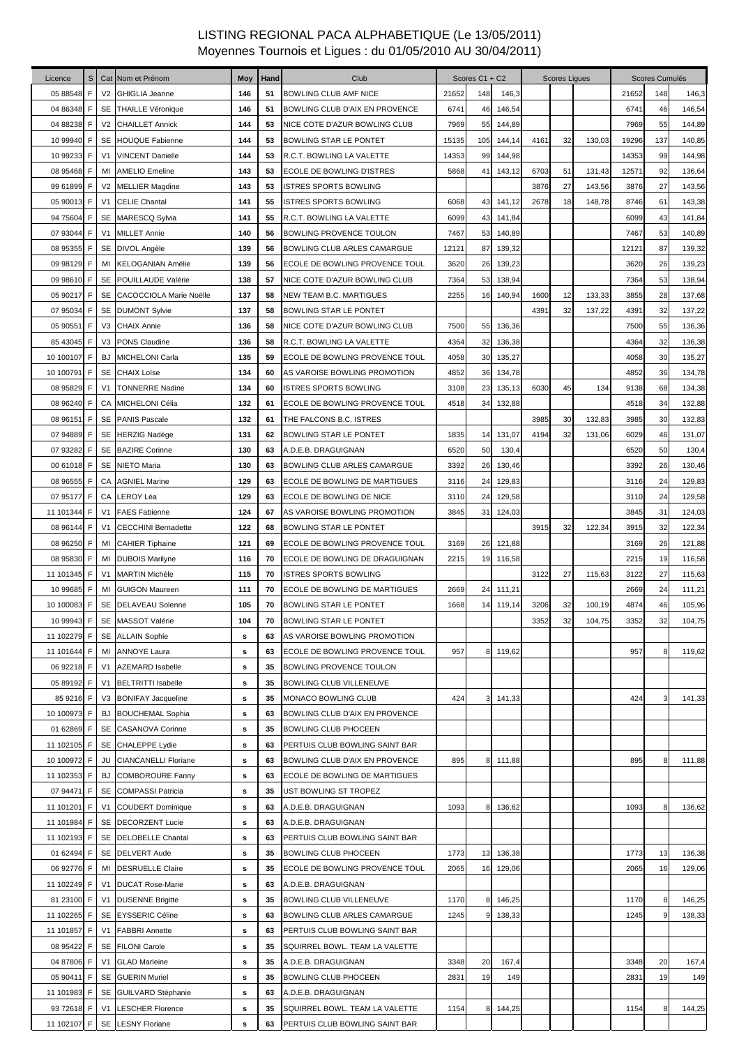# LISTING REGIONAL PACA ALPHABETIQUE (Le 13/05/2011)

## Moyennes Tournois et Ligues : du 01/05/2010 AU 30/04/2011)

| Licence | S | Cat | Nom et Prénom | Moy | Hand | Club | Scores C1 + C2 | | | Scores Ligues | | | Scores Cumulés | | |
|---|---|---|---|---|---|---|---|---|---|---|---|---|---|---|---|
| 05 88548 | F | V2 | GHIGLIA Jeanne | 146 | 51 | BOWLING CLUB AMF NICE | 21652 | 148 | 146,3 | | | | 21652 | 148 | 146,3 |
| 04 86348 | F | SE | THAILLE Véronique | 146 | 51 | BOWLING CLUB D'AIX EN PROVENCE | 6741 | 46 | 146,54 | | | | 6741 | 46 | 146,54 |
| 04 88238 | F | V2 | CHAILLET Annick | 144 | 53 | NICE COTE D'AZUR BOWLING CLUB | 7969 | 55 | 144,89 | | | | 7969 | 55 | 144,89 |
| 10 99940 | F | SE | HOUQUE Fabienne | 144 | 53 | BOWLING STAR LE PONTET | 15135 | 105 | 144,14 | 4161 | 32 | 130,03 | 19296 | 137 | 140,85 |
| 10 99233 | F | V1 | VINCENT Danielle | 144 | 53 | R.C.T. BOWLING LA VALETTE | 14353 | 99 | 144,98 | | | | 14353 | 99 | 144,98 |
| 08 95468 | F | MI | AMELIO Emeline | 143 | 53 | ECOLE DE BOWLING D'ISTRES | 5868 | 41 | 143,12 | 6703 | 51 | 131,43 | 12571 | 92 | 136,64 |
| 99 61899 | F | V2 | MELLIER Magdine | 143 | 53 | ISTRES SPORTS BOWLING | | | | 3876 | 27 | 143,56 | 3876 | 27 | 143,56 |
| 05 90013 | F | V1 | CELIE Chantal | 141 | 55 | ISTRES SPORTS BOWLING | 6068 | 43 | 141,12 | 2678 | 18 | 148,78 | 8746 | 61 | 143,38 |
| 94 75604 | F | SE | MARESCQ Sylvia | 141 | 55 | R.C.T. BOWLING LA VALETTE | 6099 | 43 | 141,84 | | | | 6099 | 43 | 141,84 |
| 07 93044 | F | V1 | MILLET Annie | 140 | 56 | BOWLING PROVENCE TOULON | 7467 | 53 | 140,89 | | | | 7467 | 53 | 140,89 |
| 08 95355 | F | SE | DIVOL Angèle | 139 | 56 | BOWLING CLUB ARLES CAMARGUE | 12121 | 87 | 139,32 | | | | 12121 | 87 | 139,32 |
| 09 98129 | F | MI | KELOGANIAN Amélie | 139 | 56 | ECOLE DE BOWLING PROVENCE TOUL | 3620 | 26 | 139,23 | | | | 3620 | 26 | 139,23 |
| 09 98610 | F | SE | POUILLAUDE Valérie | 138 | 57 | NICE COTE D'AZUR BOWLING CLUB | 7364 | 53 | 138,94 | | | | 7364 | 53 | 138,94 |
| 05 90217 | F | SE | CACOCCIOLA Marie Noëlle | 137 | 58 | NEW TEAM B.C. MARTIGUES | 2255 | 16 | 140,94 | 1600 | 12 | 133,33 | 3855 | 28 | 137,68 |
| 07 95034 | F | SE | DUMONT Sylvie | 137 | 58 | BOWLING STAR LE PONTET | | | | 4391 | 32 | 137,22 | 4391 | 32 | 137,22 |
| 05 90551 | F | V3 | CHAIX Annie | 136 | 58 | NICE COTE D'AZUR BOWLING CLUB | 7500 | 55 | 136,36 | | | | 7500 | 55 | 136,36 |
| 85 43045 | F | V3 | PONS Claudine | 136 | 58 | R.C.T. BOWLING LA VALETTE | 4364 | 32 | 136,38 | | | | 4364 | 32 | 136,38 |
| 10 100107 | F | BJ | MICHELONI Carla | 135 | 59 | ECOLE DE BOWLING PROVENCE TOUL | 4058 | 30 | 135,27 | | | | 4058 | 30 | 135,27 |
| 10 100791 | F | SE | CHAIX Loïse | 134 | 60 | AS VAROISE BOWLING PROMOTION | 4852 | 36 | 134,78 | | | | 4852 | 36 | 134,78 |
| 08 95829 | F | V1 | TONNERRE Nadine | 134 | 60 | ISTRES SPORTS BOWLING | 3108 | 23 | 135,13 | 6030 | 45 | 134 | 9138 | 68 | 134,38 |
| 08 96240 | F | CA | MICHELONI Célia | 132 | 61 | ECOLE DE BOWLING PROVENCE TOUL | 4518 | 34 | 132,88 | | | | 4518 | 34 | 132,88 |
| 08 96151 | F | SE | PANIS Pascale | 132 | 61 | THE FALCONS B.C. ISTRES | | | | 3985 | 30 | 132,83 | 3985 | 30 | 132,83 |
| 07 94889 | F | SE | HERZIG Nadège | 131 | 62 | BOWLING STAR LE PONTET | 1835 | 14 | 131,07 | 4194 | 32 | 131,06 | 6029 | 46 | 131,07 |
| 07 93282 | F | SE | BAZIRE Corinne | 130 | 63 | A.D.E.B. DRAGUIGNAN | 6520 | 50 | 130,4 | | | | 6520 | 50 | 130,4 |
| 00 61018 | F | SE | NIETO Maria | 130 | 63 | BOWLING CLUB ARLES CAMARGUE | 3392 | 26 | 130,46 | | | | 3392 | 26 | 130,46 |
| 08 96555 | F | CA | AGNIEL Marine | 129 | 63 | ECOLE DE BOWLING DE MARTIGUES | 3116 | 24 | 129,83 | | | | 3116 | 24 | 129,83 |
| 07 95177 | F | CA | LEROY Léa | 129 | 63 | ECOLE DE BOWLING DE NICE | 3110 | 24 | 129,58 | | | | 3110 | 24 | 129,58 |
| 11 101344 | F | V1 | FAES Fabienne | 124 | 67 | AS VAROISE BOWLING PROMOTION | 3845 | 31 | 124,03 | | | | 3845 | 31 | 124,03 |
| 08 96144 | F | V1 | CECCHINI Bernadette | 122 | 68 | BOWLING STAR LE PONTET | | | | 3915 | 32 | 122,34 | 3915 | 32 | 122,34 |
| 08 96250 | F | MI | CAHIER Tiphaine | 121 | 69 | ECOLE DE BOWLING PROVENCE TOUL | 3169 | 26 | 121,88 | | | | 3169 | 26 | 121,88 |
| 08 95830 | F | MI | DUBOIS Marilyne | 116 | 70 | ECOLE DE BOWLING DE DRAGUIGNAN | 2215 | 19 | 116,58 | | | | 2215 | 19 | 116,58 |
| 11 101345 | F | V1 | MARTIN Michèle | 115 | 70 | ISTRES SPORTS BOWLING | | | | 3122 | 27 | 115,63 | 3122 | 27 | 115,63 |
| 10 99685 | F | MI | GUIGON Maureen | 111 | 70 | ECOLE DE BOWLING DE MARTIGUES | 2669 | 24 | 111,21 | | | | 2669 | 24 | 111,21 |
| 10 100083 | F | SE | DELAVEAU Solenne | 105 | 70 | BOWLING STAR LE PONTET | 1668 | 14 | 119,14 | 3206 | 32 | 100,19 | 4874 | 46 | 105,96 |
| 10 99943 | F | SE | MASSOT Valérie | 104 | 70 | BOWLING STAR LE PONTET | | | | 3352 | 32 | 104,75 | 3352 | 32 | 104,75 |
| 11 102279 | F | SE | ALLAIN Sophie | s | 63 | AS VAROISE BOWLING PROMOTION | | | | | | | | | |
| 11 101644 | F | MI | ANNOYE Laura | s | 63 | ECOLE DE BOWLING PROVENCE TOUL | 957 | 8 | 119,62 | | | | 957 | 8 | 119,62 |
| 06 92218 | F | V1 | AZEMARD Isabelle | s | 35 | BOWLING PROVENCE TOULON | | | | | | | | | |
| 05 89192 | F | V1 | BELTRITTI Isabelle | s | 35 | BOWLING CLUB VILLENEUVE | | | | | | | | | |
| 85 9216 | F | V3 | BONIFAY Jacqueline | s | 35 | MONACO BOWLING CLUB | 424 | 3 | 141,33 | | | | 424 | 3 | 141,33 |
| 10 100973 | F | BJ | BOUCHEMAL Sophia | s | 63 | BOWLING CLUB D'AIX EN PROVENCE | | | | | | | | | |
| 01 62869 | F | SE | CASANOVA Corinne | s | 35 | BOWLING CLUB PHOCEEN | | | | | | | | | |
| 11 102105 | F | SE | CHALEPPE Lydie | s | 63 | PERTUIS CLUB BOWLING SAINT BAR | | | | | | | | | |
| 10 100972 | F | JU | CIANCANELLI Floriane | s | 63 | BOWLING CLUB D'AIX EN PROVENCE | 895 | 8 | 111,88 | | | | 895 | 8 | 111,88 |
| 11 102353 | F | BJ | COMBOROURE Fanny | s | 63 | ECOLE DE BOWLING DE MARTIGUES | | | | | | | | | |
| 07 94471 | F | SE | COMPASSI Patricia | s | 35 | UST BOWLING ST TROPEZ | | | | | | | | | |
| 11 101201 | F | V1 | COUDERT Dominique | s | 63 | A.D.E.B. DRAGUIGNAN | 1093 | 8 | 136,62 | | | | 1093 | 8 | 136,62 |
| 11 101984 | F | SE | DECORZENT Lucie | s | 63 | A.D.E.B. DRAGUIGNAN | | | | | | | | | |
| 11 102193 | F | SE | DELOBELLE Chantal | s | 63 | PERTUIS CLUB BOWLING SAINT BAR | | | | | | | | | |
| 01 62494 | F | SE | DELVERT Aude | s | 35 | BOWLING CLUB PHOCEEN | 1773 | 13 | 136,38 | | | | 1773 | 13 | 136,38 |
| 06 92776 | F | MI | DESRUELLE Claire | s | 35 | ECOLE DE BOWLING PROVENCE TOUL | 2065 | 16 | 129,06 | | | | 2065 | 16 | 129,06 |
| 11 102249 | F | V1 | DUCAT Rose-Marie | s | 63 | A.D.E.B. DRAGUIGNAN | | | | | | | | | |
| 81 23100 | F | V1 | DUSENNE Brigitte | s | 35 | BOWLING CLUB VILLENEUVE | 1170 | 8 | 146,25 | | | | 1170 | 8 | 146,25 |
| 11 102265 | F | SE | EYSSERIC Céline | s | 63 | BOWLING CLUB ARLES CAMARGUE | 1245 | 9 | 138,33 | | | | 1245 | 9 | 138,33 |
| 11 101857 | F | V1 | FABBRI Annette | s | 63 | PERTUIS CLUB BOWLING SAINT BAR | | | | | | | | | |
| 08 95422 | F | SE | FILONI Carole | s | 35 | SQUIRREL BOWL. TEAM LA VALETTE | | | | | | | | | |
| 04 87806 | F | V1 | GLAD Marleine | s | 35 | A.D.E.B. DRAGUIGNAN | 3348 | 20 | 167,4 | | | | 3348 | 20 | 167,4 |
| 05 90411 | F | SE | GUERIN Muriel | s | 35 | BOWLING CLUB PHOCEEN | 2831 | 19 | 149 | | | | 2831 | 19 | 149 |
| 11 101983 | F | SE | GUILVARD Stéphanie | s | 63 | A.D.E.B. DRAGUIGNAN | | | | | | | | | |
| 93 72618 | F | V1 | LESCHER Florence | s | 35 | SQUIRREL BOWL. TEAM LA VALETTE | 1154 | 8 | 144,25 | | | | 1154 | 8 | 144,25 |
| 11 102107 | F | SE | LESNY Floriane | s | 63 | PERTUIS CLUB BOWLING SAINT BAR | | | | | | | | | |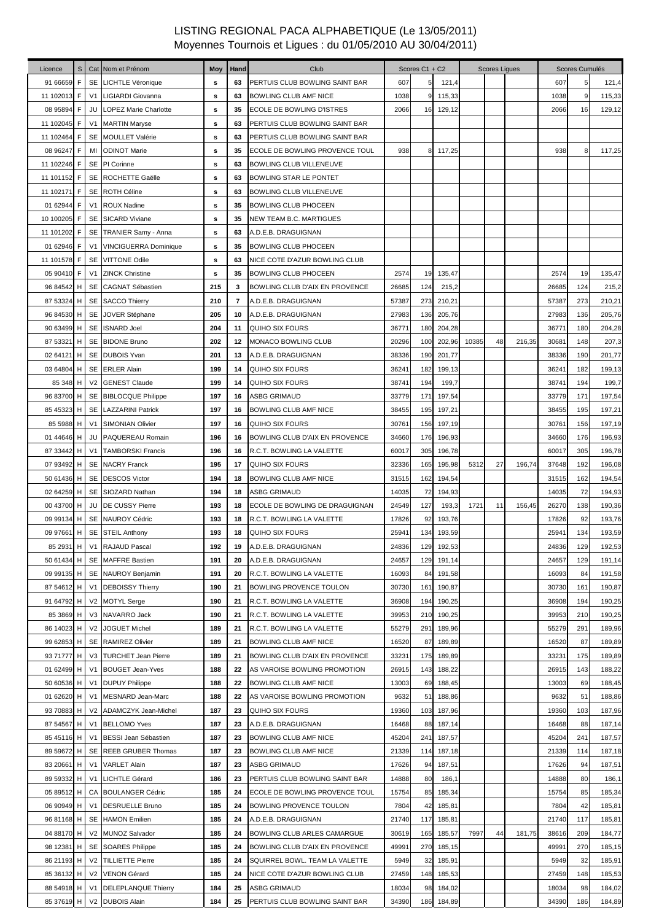# LISTING REGIONAL PACA ALPHABETIQUE (Le 13/05/2011)

Moyennes Tournois et Ligues : du 01/05/2010 AU 30/04/2011)

| Licence | S | Cat | Nom et Prénom | Moy | Hand | Club | Scores C1 + C2 | | | Scores Ligues | | | Scores Cumulés | | |
|---|---|---|---|---|---|---|---|---|---|---|---|---|---|---|---|
| 91 66659 | F | SE | LICHTLE Véronique | s | 63 | PERTUIS CLUB BOWLING SAINT BAR | 607 | 5 | 121,4 | | | | 607 | 5 | 121,4 |
| 11 102013 | F | V1 | LIGIARDI Giovanna | s | 63 | BOWLING CLUB AMF NICE | 1038 | 9 | 115,33 | | | | 1038 | 9 | 115,33 |
| 08 95894 | F | JU | LOPEZ Marie Charlotte | s | 35 | ECOLE DE BOWLING D'ISTRES | 2066 | 16 | 129,12 | | | | 2066 | 16 | 129,12 |
| 11 102045 | F | V1 | MARTIN Maryse | s | 63 | PERTUIS CLUB BOWLING SAINT BAR | | | | | | | | | |
| 11 102464 | F | SE | MOULLET Valérie | s | 63 | PERTUIS CLUB BOWLING SAINT BAR | | | | | | | | | |
| 08 96247 | F | MI | ODINOT Marie | s | 35 | ECOLE DE BOWLING PROVENCE TOUL | 938 | 8 | 117,25 | | | | 938 | 8 | 117,25 |
| 11 102246 | F | SE | PI Corinne | s | 63 | BOWLING CLUB VILLENEUVE | | | | | | | | | |
| 11 101152 | F | SE | ROCHETTE Gaëlle | s | 63 | BOWLING STAR LE PONTET | | | | | | | | | |
| 11 102171 | F | SE | ROTH Céline | s | 63 | BOWLING CLUB VILLENEUVE | | | | | | | | | |
| 01 62944 | F | V1 | ROUX Nadine | s | 35 | BOWLING CLUB PHOCEEN | | | | | | | | | |
| 10 100205 | F | SE | SICARD Viviane | s | 35 | NEW TEAM B.C. MARTIGUES | | | | | | | | | |
| 11 101202 | F | SE | TRANIER Samy - Anna | s | 63 | A.D.E.B. DRAGUIGNAN | | | | | | | | | |
| 01 62946 | F | V1 | VINCIGUERRA Dominique | s | 35 | BOWLING CLUB PHOCEEN | | | | | | | | | |
| 11 101578 | F | SE | VITTONE Odile | s | 63 | NICE COTE D'AZUR BOWLING CLUB | | | | | | | | | |
| 05 90410 | F | V1 | ZINCK Christine | s | 35 | BOWLING CLUB PHOCEEN | 2574 | 19 | 135,47 | | | | 2574 | 19 | 135,47 |
| 96 84542 | H | SE | CAGNAT Sébastien | 215 | 3 | BOWLING CLUB D'AIX EN PROVENCE | 26685 | 124 | 215,2 | | | | 26685 | 124 | 215,2 |
| 87 53324 | H | SE | SACCO Thierry | 210 | 7 | A.D.E.B. DRAGUIGNAN | 57387 | 273 | 210,21 | | | | 57387 | 273 | 210,21 |
| 96 84530 | H | SE | JOVER Stéphane | 205 | 10 | A.D.E.B. DRAGUIGNAN | 27983 | 136 | 205,76 | | | | 27983 | 136 | 205,76 |
| 90 63499 | H | SE | ISNARD Joel | 204 | 11 | QUIHO SIX FOURS | 36771 | 180 | 204,28 | | | | 36771 | 180 | 204,28 |
| 87 53321 | H | SE | BIDONE Bruno | 202 | 12 | MONACO BOWLING CLUB | 20296 | 100 | 202,96 | 10385 | 48 | 216,35 | 30681 | 148 | 207,3 |
| 02 64121 | H | SE | DUBOIS Yvan | 201 | 13 | A.D.E.B. DRAGUIGNAN | 38336 | 190 | 201,77 | | | | 38336 | 190 | 201,77 |
| 03 64804 | H | SE | ERLER Alain | 199 | 14 | QUIHO SIX FOURS | 36241 | 182 | 199,13 | | | | 36241 | 182 | 199,13 |
| 85 348 | H | V2 | GENEST Claude | 199 | 14 | QUIHO SIX FOURS | 38741 | 194 | 199,7 | | | | 38741 | 194 | 199,7 |
| 96 83700 | H | SE | BIBLOCQUE Philippe | 197 | 16 | ASBG GRIMAUD | 33779 | 171 | 197,54 | | | | 33779 | 171 | 197,54 |
| 85 45323 | H | SE | LAZZARINI Patrick | 197 | 16 | BOWLING CLUB AMF NICE | 38455 | 195 | 197,21 | | | | 38455 | 195 | 197,21 |
| 85 5988 | H | V1 | SIMONIAN Olivier | 197 | 16 | QUIHO SIX FOURS | 30761 | 156 | 197,19 | | | | 30761 | 156 | 197,19 |
| 01 44646 | H | JU | PAQUEREAU Romain | 196 | 16 | BOWLING CLUB D'AIX EN PROVENCE | 34660 | 176 | 196,93 | | | | 34660 | 176 | 196,93 |
| 87 33442 | H | V1 | TAMBORSKI Francis | 196 | 16 | R.C.T. BOWLING LA VALETTE | 60017 | 305 | 196,78 | | | | 60017 | 305 | 196,78 |
| 07 93492 | H | SE | NACRY Franck | 195 | 17 | QUIHO SIX FOURS | 32336 | 165 | 195,98 | 5312 | 27 | 196,74 | 37648 | 192 | 196,08 |
| 50 61436 | H | SE | DESCOS Victor | 194 | 18 | BOWLING CLUB AMF NICE | 31515 | 162 | 194,54 | | | | 31515 | 162 | 194,54 |
| 02 64259 | H | SE | SIOZARD Nathan | 194 | 18 | ASBG GRIMAUD | 14035 | 72 | 194,93 | | | | 14035 | 72 | 194,93 |
| 00 43700 | H | JU | DE CUSSY Pierre | 193 | 18 | ECOLE DE BOWLING DE DRAGUIGNAN | 24549 | 127 | 193,3 | 1721 | 11 | 156,45 | 26270 | 138 | 190,36 |
| 09 99134 | H | SE | NAUROY Cédric | 193 | 18 | R.C.T. BOWLING LA VALETTE | 17826 | 92 | 193,76 | | | | 17826 | 92 | 193,76 |
| 09 97661 | H | SE | STEIL Anthony | 193 | 18 | QUIHO SIX FOURS | 25941 | 134 | 193,59 | | | | 25941 | 134 | 193,59 |
| 85 2931 | H | V1 | RAJAUD Pascal | 192 | 19 | A.D.E.B. DRAGUIGNAN | 24836 | 129 | 192,53 | | | | 24836 | 129 | 192,53 |
| 50 61434 | H | SE | MAFFRE Bastien | 191 | 20 | A.D.E.B. DRAGUIGNAN | 24657 | 129 | 191,14 | | | | 24657 | 129 | 191,14 |
| 09 99135 | H | SE | NAUROY Benjamin | 191 | 20 | R.C.T. BOWLING LA VALETTE | 16093 | 84 | 191,58 | | | | 16093 | 84 | 191,58 |
| 87 54612 | H | V1 | DEBOISSY Thierry | 190 | 21 | BOWLING PROVENCE TOULON | 30730 | 161 | 190,87 | | | | 30730 | 161 | 190,87 |
| 91 64792 | H | V2 | MOTYL Serge | 190 | 21 | R.C.T. BOWLING LA VALETTE | 36908 | 194 | 190,25 | | | | 36908 | 194 | 190,25 |
| 85 3869 | H | V3 | NAVARRO Jack | 190 | 21 | R.C.T. BOWLING LA VALETTE | 39953 | 210 | 190,25 | | | | 39953 | 210 | 190,25 |
| 86 14023 | H | V2 | JOGUET Michel | 189 | 21 | R.C.T. BOWLING LA VALETTE | 55279 | 291 | 189,96 | | | | 55279 | 291 | 189,96 |
| 99 62853 | H | SE | RAMIREZ Olivier | 189 | 21 | BOWLING CLUB AMF NICE | 16520 | 87 | 189,89 | | | | 16520 | 87 | 189,89 |
| 93 71777 | H | V3 | TURCHET Jean Pierre | 189 | 21 | BOWLING CLUB D'AIX EN PROVENCE | 33231 | 175 | 189,89 | | | | 33231 | 175 | 189,89 |
| 01 62499 | H | V1 | BOUGET Jean-Yves | 188 | 22 | AS VAROISE BOWLING PROMOTION | 26915 | 143 | 188,22 | | | | 26915 | 143 | 188,22 |
| 50 60536 | H | V1 | DUPUY Philippe | 188 | 22 | BOWLING CLUB AMF NICE | 13003 | 69 | 188,45 | | | | 13003 | 69 | 188,45 |
| 01 62620 | H | V1 | MESNARD Jean-Marc | 188 | 22 | AS VAROISE BOWLING PROMOTION | 9632 | 51 | 188,86 | | | | 9632 | 51 | 188,86 |
| 93 70883 | H | V2 | ADAMCZYK Jean-Michel | 187 | 23 | QUIHO SIX FOURS | 19360 | 103 | 187,96 | | | | 19360 | 103 | 187,96 |
| 87 54567 | H | V1 | BELLOMO Yves | 187 | 23 | A.D.E.B. DRAGUIGNAN | 16468 | 88 | 187,14 | | | | 16468 | 88 | 187,14 |
| 85 45116 | H | V1 | BESSI Jean Sébastien | 187 | 23 | BOWLING CLUB AMF NICE | 45204 | 241 | 187,57 | | | | 45204 | 241 | 187,57 |
| 89 59672 | H | SE | REEB GRUBER Thomas | 187 | 23 | BOWLING CLUB AMF NICE | 21339 | 114 | 187,18 | | | | 21339 | 114 | 187,18 |
| 83 20661 | H | V1 | VARLET Alain | 187 | 23 | ASBG GRIMAUD | 17626 | 94 | 187,51 | | | | 17626 | 94 | 187,51 |
| 89 59332 | H | V1 | LICHTLE Gérard | 186 | 23 | PERTUIS CLUB BOWLING SAINT BAR | 14888 | 80 | 186,1 | | | | 14888 | 80 | 186,1 |
| 05 89512 | H | CA | BOULANGER Cédric | 185 | 24 | ECOLE DE BOWLING PROVENCE TOUL | 15754 | 85 | 185,34 | | | | 15754 | 85 | 185,34 |
| 06 90949 | H | V1 | DESRUELLE Bruno | 185 | 24 | BOWLING PROVENCE TOULON | 7804 | 42 | 185,81 | | | | 7804 | 42 | 185,81 |
| 96 81168 | H | SE | HAMON Emilien | 185 | 24 | A.D.E.B. DRAGUIGNAN | 21740 | 117 | 185,81 | | | | 21740 | 117 | 185,81 |
| 04 88170 | H | V2 | MUNOZ Salvador | 185 | 24 | BOWLING CLUB ARLES CAMARGUE | 30619 | 165 | 185,57 | 7997 | 44 | 181,75 | 38616 | 209 | 184,77 |
| 98 12381 | H | SE | SOARES Philippe | 185 | 24 | BOWLING CLUB D'AIX EN PROVENCE | 49991 | 270 | 185,15 | | | | 49991 | 270 | 185,15 |
| 86 21193 | H | V2 | TILLIETTE Pierre | 185 | 24 | SQUIRREL BOWL. TEAM LA VALETTE | 5949 | 32 | 185,91 | | | | 5949 | 32 | 185,91 |
| 85 36132 | H | V2 | VENON Gérard | 185 | 24 | NICE COTE D'AZUR BOWLING CLUB | 27459 | 148 | 185,53 | | | | 27459 | 148 | 185,53 |
| 88 54918 | H | V1 | DELEPLANQUE Thierry | 184 | 25 | ASBG GRIMAUD | 18034 | 98 | 184,02 | | | | 18034 | 98 | 184,02 |
| 85 37619 | H | V2 | DUBOIS Alain | 184 | 25 | PERTUIS CLUB BOWLING SAINT BAR | 34390 | 186 | 184,89 | | | | 34390 | 186 | 184,89 |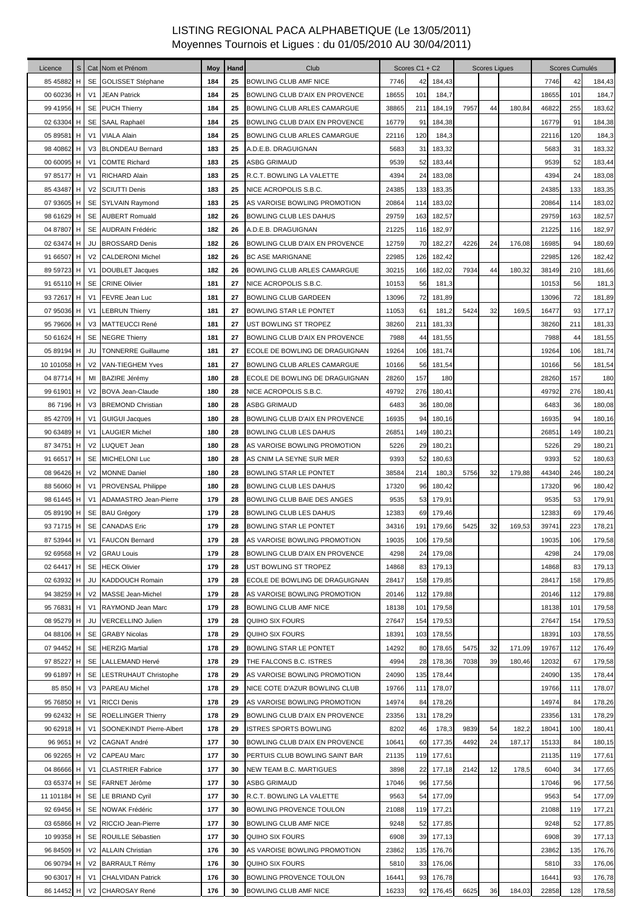# LISTING REGIONAL PACA ALPHABETIQUE (Le 13/05/2011)

## Moyennes Tournois et Ligues : du 01/05/2010 AU 30/04/2011)

| Licence | S | Cat | Nom et Prénom | Moy | Hand | Club | Scores C1 + C2 | | | Scores Ligues | | | Scores Cumulés | | |
|---|---|---|---|---|---|---|---|---|---|---|---|---|---|---|---|
| 85 45882 | H | SE | GOLISSET Stéphane | 184 | 25 | BOWLING CLUB AMF NICE | 7746 | 42 | 184,43 | | | | 7746 | 42 | 184,43 |
| 00 60236 | H | V1 | JEAN Patrick | 184 | 25 | BOWLING CLUB D'AIX EN PROVENCE | 18655 | 101 | 184,7 | | | | 18655 | 101 | 184,7 |
| 99 41956 | H | SE | PUCH Thierry | 184 | 25 | BOWLING CLUB ARLES CAMARGUE | 38865 | 211 | 184,19 | 7957 | 44 | 180,84 | 46822 | 255 | 183,62 |
| 02 63304 | H | SE | SAAL Raphaël | 184 | 25 | BOWLING CLUB D'AIX EN PROVENCE | 16779 | 91 | 184,38 | | | | 16779 | 91 | 184,38 |
| 05 89581 | H | V1 | VIALA Alain | 184 | 25 | BOWLING CLUB ARLES CAMARGUE | 22116 | 120 | 184,3 | | | | 22116 | 120 | 184,3 |
| 98 40862 | H | V3 | BLONDEAU Bernard | 183 | 25 | A.D.E.B. DRAGUIGNAN | 5683 | 31 | 183,32 | | | | 5683 | 31 | 183,32 |
| 00 60095 | H | V1 | COMTE Richard | 183 | 25 | ASBG GRIMAUD | 9539 | 52 | 183,44 | | | | 9539 | 52 | 183,44 |
| 97 85177 | H | V1 | RICHARD Alain | 183 | 25 | R.C.T. BOWLING LA VALETTE | 4394 | 24 | 183,08 | | | | 4394 | 24 | 183,08 |
| 85 43487 | H | V2 | SCIUTTI Denis | 183 | 25 | NICE ACROPOLIS S.B.C. | 24385 | 133 | 183,35 | | | | 24385 | 133 | 183,35 |
| 07 93605 | H | SE | SYLVAIN Raymond | 183 | 25 | AS VAROISE BOWLING PROMOTION | 20864 | 114 | 183,02 | | | | 20864 | 114 | 183,02 |
| 98 61629 | H | SE | AUBERT Romuald | 182 | 26 | BOWLING CLUB LES DAHUS | 29759 | 163 | 182,57 | | | | 29759 | 163 | 182,57 |
| 04 87807 | H | SE | AUDRAIN Frédéric | 182 | 26 | A.D.E.B. DRAGUIGNAN | 21225 | 116 | 182,97 | | | | 21225 | 116 | 182,97 |
| 02 63474 | H | JU | BROSSARD Denis | 182 | 26 | BOWLING CLUB D'AIX EN PROVENCE | 12759 | 70 | 182,27 | 4226 | 24 | 176,08 | 16985 | 94 | 180,69 |
| 91 66507 | H | V2 | CALDERONI Michel | 182 | 26 | BC ASE MARIGNANE | 22985 | 126 | 182,42 | | | | 22985 | 126 | 182,42 |
| 89 59723 | H | V1 | DOUBLET Jacques | 182 | 26 | BOWLING CLUB ARLES CAMARGUE | 30215 | 166 | 182,02 | 7934 | 44 | 180,32 | 38149 | 210 | 181,66 |
| 91 65110 | H | SE | CRINE Olivier | 181 | 27 | NICE ACROPOLIS S.B.C. | 10153 | 56 | 181,3 | | | | 10153 | 56 | 181,3 |
| 93 72617 | H | V1 | FEVRE Jean Luc | 181 | 27 | BOWLING CLUB GARDEEN | 13096 | 72 | 181,89 | | | | 13096 | 72 | 181,89 |
| 07 95036 | H | V1 | LEBRUN Thierry | 181 | 27 | BOWLING STAR LE PONTET | 11053 | 61 | 181,2 | 5424 | 32 | 169,5 | 16477 | 93 | 177,17 |
| 95 79606 | H | V3 | MATTEUCCI René | 181 | 27 | UST BOWLING ST TROPEZ | 38260 | 211 | 181,33 | | | | 38260 | 211 | 181,33 |
| 50 61624 | H | SE | NEGRE Thierry | 181 | 27 | BOWLING CLUB D'AIX EN PROVENCE | 7988 | 44 | 181,55 | | | | 7988 | 44 | 181,55 |
| 05 89194 | H | JU | TONNERRE Guillaume | 181 | 27 | ECOLE DE BOWLING DE DRAGUIGNAN | 19264 | 106 | 181,74 | | | | 19264 | 106 | 181,74 |
| 10 101058 | H | V2 | VAN-TIEGHEM Yves | 181 | 27 | BOWLING CLUB ARLES CAMARGUE | 10166 | 56 | 181,54 | | | | 10166 | 56 | 181,54 |
| 04 87714 | H | MI | BAZIRE Jérémy | 180 | 28 | ECOLE DE BOWLING DE DRAGUIGNAN | 28260 | 157 | 180 | | | | 28260 | 157 | 180 |
| 99 61901 | H | V2 | BOVA Jean-Claude | 180 | 28 | NICE ACROPOLIS S.B.C. | 49792 | 276 | 180,41 | | | | 49792 | 276 | 180,41 |
| 86 7196 | H | V3 | BREMOND Christian | 180 | 28 | ASBG GRIMAUD | 6483 | 36 | 180,08 | | | | 6483 | 36 | 180,08 |
| 85 42709 | H | V1 | GUIGUI Jacques | 180 | 28 | BOWLING CLUB D'AIX EN PROVENCE | 16935 | 94 | 180,16 | | | | 16935 | 94 | 180,16 |
| 90 63489 | H | V1 | LAUGIER Michel | 180 | 28 | BOWLING CLUB LES DAHUS | 26851 | 149 | 180,21 | | | | 26851 | 149 | 180,21 |
| 87 34751 | H | V2 | LUQUET Jean | 180 | 28 | AS VAROISE BOWLING PROMOTION | 5226 | 29 | 180,21 | | | | 5226 | 29 | 180,21 |
| 91 66517 | H | SE | MICHELONI Luc | 180 | 28 | AS CNIM LA SEYNE SUR MER | 9393 | 52 | 180,63 | | | | 9393 | 52 | 180,63 |
| 08 96426 | H | V2 | MONNE Daniel | 180 | 28 | BOWLING STAR LE PONTET | 38584 | 214 | 180,3 | 5756 | 32 | 179,88 | 44340 | 246 | 180,24 |
| 88 56060 | H | V1 | PROVENSAL Philippe | 180 | 28 | BOWLING CLUB LES DAHUS | 17320 | 96 | 180,42 | | | | 17320 | 96 | 180,42 |
| 98 61445 | H | V1 | ADAMASTRO Jean-Pierre | 179 | 28 | BOWLING CLUB BAIE DES ANGES | 9535 | 53 | 179,91 | | | | 9535 | 53 | 179,91 |
| 05 89190 | H | SE | BAU Grégory | 179 | 28 | BOWLING CLUB LES DAHUS | 12383 | 69 | 179,46 | | | | 12383 | 69 | 179,46 |
| 93 71715 | H | SE | CANADAS Eric | 179 | 28 | BOWLING STAR LE PONTET | 34316 | 191 | 179,66 | 5425 | 32 | 169,53 | 39741 | 223 | 178,21 |
| 87 53944 | H | V1 | FAUCON Bernard | 179 | 28 | AS VAROISE BOWLING PROMOTION | 19035 | 106 | 179,58 | | | | 19035 | 106 | 179,58 |
| 92 69568 | H | V2 | GRAU Louis | 179 | 28 | BOWLING CLUB D'AIX EN PROVENCE | 4298 | 24 | 179,08 | | | | 4298 | 24 | 179,08 |
| 02 64417 | H | SE | HECK Olivier | 179 | 28 | UST BOWLING ST TROPEZ | 14868 | 83 | 179,13 | | | | 14868 | 83 | 179,13 |
| 02 63932 | H | JU | KADDOUCH Romain | 179 | 28 | ECOLE DE BOWLING DE DRAGUIGNAN | 28417 | 158 | 179,85 | | | | 28417 | 158 | 179,85 |
| 94 38259 | H | V2 | MASSE Jean-Michel | 179 | 28 | AS VAROISE BOWLING PROMOTION | 20146 | 112 | 179,88 | | | | 20146 | 112 | 179,88 |
| 95 76831 | H | V1 | RAYMOND Jean Marc | 179 | 28 | BOWLING CLUB AMF NICE | 18138 | 101 | 179,58 | | | | 18138 | 101 | 179,58 |
| 08 95279 | H | JU | VERCELLINO Julien | 179 | 28 | QUIHO SIX FOURS | 27647 | 154 | 179,53 | | | | 27647 | 154 | 179,53 |
| 04 88106 | H | SE | GRABY Nicolas | 178 | 29 | QUIHO SIX FOURS | 18391 | 103 | 178,55 | | | | 18391 | 103 | 178,55 |
| 07 94452 | H | SE | HERZIG Martial | 178 | 29 | BOWLING STAR LE PONTET | 14292 | 80 | 178,65 | 5475 | 32 | 171,09 | 19767 | 112 | 176,49 |
| 97 85227 | H | SE | LALLEMAND Hervé | 178 | 29 | THE FALCONS B.C. ISTRES | 4994 | 28 | 178,36 | 7038 | 39 | 180,46 | 12032 | 67 | 179,58 |
| 99 61897 | H | SE | LESTRUHAUT Christophe | 178 | 29 | AS VAROISE BOWLING PROMOTION | 24090 | 135 | 178,44 | | | | 24090 | 135 | 178,44 |
| 85 850 | H | V3 | PAREAU Michel | 178 | 29 | NICE COTE D'AZUR BOWLING CLUB | 19766 | 111 | 178,07 | | | | 19766 | 111 | 178,07 |
| 95 76850 | H | V1 | RICCI Denis | 178 | 29 | AS VAROISE BOWLING PROMOTION | 14974 | 84 | 178,26 | | | | 14974 | 84 | 178,26 |
| 99 62432 | H | SE | ROELLINGER Thierry | 178 | 29 | BOWLING CLUB D'AIX EN PROVENCE | 23356 | 131 | 178,29 | | | | 23356 | 131 | 178,29 |
| 90 62918 | H | V1 | SOONEKINDT Pierre-Albert | 178 | 29 | ISTRES SPORTS BOWLING | 8202 | 46 | 178,3 | 9839 | 54 | 182,2 | 18041 | 100 | 180,41 |
| 96 9651 | H | V2 | CAGNAT André | 177 | 30 | BOWLING CLUB D'AIX EN PROVENCE | 10641 | 60 | 177,35 | 4492 | 24 | 187,17 | 15133 | 84 | 180,15 |
| 06 92265 | H | V2 | CAPEAU Marc | 177 | 30 | PERTUIS CLUB BOWLING SAINT BAR | 21135 | 119 | 177,61 | | | | 21135 | 119 | 177,61 |
| 04 86666 | H | V1 | CLASTRIER Fabrice | 177 | 30 | NEW TEAM B.C. MARTIGUES | 3898 | 22 | 177,18 | 2142 | 12 | 178,5 | 6040 | 34 | 177,65 |
| 03 65374 | H | SE | FARNET Jérôme | 177 | 30 | ASBG GRIMAUD | 17046 | 96 | 177,56 | | | | 17046 | 96 | 177,56 |
| 11 101184 | H | SE | LE BRIAND Cyril | 177 | 30 | R.C.T. BOWLING LA VALETTE | 9563 | 54 | 177,09 | | | | 9563 | 54 | 177,09 |
| 92 69456 | H | SE | NOWAK Frédéric | 177 | 30 | BOWLING PROVENCE TOULON | 21088 | 119 | 177,21 | | | | 21088 | 119 | 177,21 |
| 03 65866 | H | V2 | RICCIO Jean-Pierre | 177 | 30 | BOWLING CLUB AMF NICE | 9248 | 52 | 177,85 | | | | 9248 | 52 | 177,85 |
| 10 99358 | H | SE | ROUILLE Sébastien | 177 | 30 | QUIHO SIX FOURS | 6908 | 39 | 177,13 | | | | 6908 | 39 | 177,13 |
| 96 84509 | H | V2 | ALLAIN Christian | 176 | 30 | AS VAROISE BOWLING PROMOTION | 23862 | 135 | 176,76 | | | | 23862 | 135 | 176,76 |
| 06 90794 | H | V2 | BARRAULT Rémy | 176 | 30 | QUIHO SIX FOURS | 5810 | 33 | 176,06 | | | | 5810 | 33 | 176,06 |
| 90 63017 | H | V1 | CHALVIDAN Patrick | 176 | 30 | BOWLING PROVENCE TOULON | 16441 | 93 | 176,78 | | | | 16441 | 93 | 176,78 |
| 86 14452 | H | V2 | CHAROSAY René | 176 | 30 | BOWLING CLUB AMF NICE | 16233 | 92 | 176,45 | 6625 | 36 | 184,03 | 22858 | 128 | 178,58 |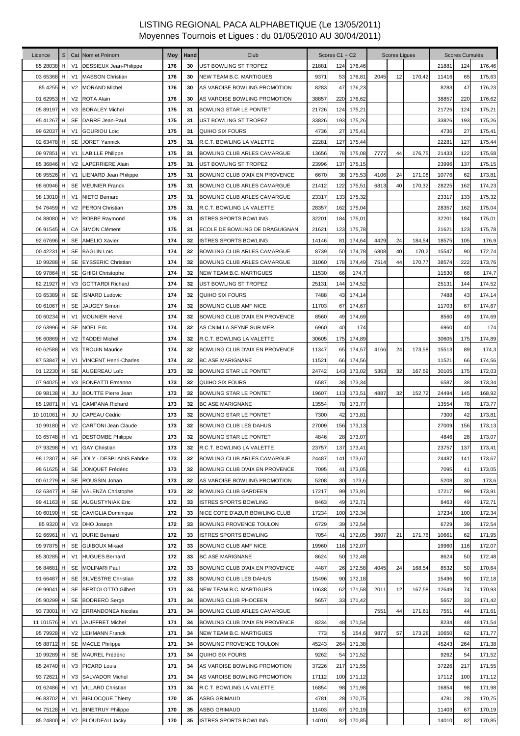# LISTING REGIONAL PACA ALPHABETIQUE (Le 13/05/2011)

Moyennes Tournois et Ligues : du 01/05/2010 AU 30/04/2011)

| Licence | S | Cat | Nom et Prénom | Moy | Hand | Club | Scores C1 + C2 | | | Scores Ligues | | | Scores Cumulés | | |
|---|---|---|---|---|---|---|---|---|---|---|---|---|---|---|---|
| 85 28038 | H | V1 | DESSIEUX Jean-Philippe | 176 | 30 | UST BOWLING ST TROPEZ | 21881 | 124 | 176,46 | | | | 21881 | 124 | 176,46 |
| 03 65368 | H | V1 | MASSON Christian | 176 | 30 | NEW TEAM B.C. MARTIGUES | 9371 | 53 | 176,81 | 2045 | 12 | 170,42 | 11416 | 65 | 175,63 |
| 85 4255 | H | V2 | MORAND Michel | 176 | 30 | AS VAROISE BOWLING PROMOTION | 8283 | 47 | 176,23 | | | | 8283 | 47 | 176,23 |
| 01 62953 | H | V2 | ROTA Alain | 176 | 30 | AS VAROISE BOWLING PROMOTION | 38857 | 220 | 176,62 | | | | 38857 | 220 | 176,62 |
| 05 89197 | H | V3 | BORALEY Michel | 175 | 31 | BOWLING STAR LE PONTET | 21726 | 124 | 175,21 | | | | 21726 | 124 | 175,21 |
| 95 41267 | H | SE | DARRE Jean-Paul | 175 | 31 | UST BOWLING ST TROPEZ | 33826 | 193 | 175,26 | | | | 33826 | 193 | 175,26 |
| 99 62037 | H | V1 | GOURIOU Loïc | 175 | 31 | QUIHO SIX FOURS | 4736 | 27 | 175,41 | | | | 4736 | 27 | 175,41 |
| 02 63478 | H | SE | JORET Yannick | 175 | 31 | R.C.T. BOWLING LA VALETTE | 22281 | 127 | 175,44 | | | | 22281 | 127 | 175,44 |
| 09 97851 | H | V1 | LABILLE Philippe | 175 | 31 | BOWLING CLUB ARLES CAMARGUE | 13656 | 78 | 175,08 | 7777 | 44 | 176,75 | 21433 | 122 | 175,68 |
| 85 36846 | H | V2 | LAPERRIERE Alain | 175 | 31 | UST BOWLING ST TROPEZ | 23996 | 137 | 175,15 | | | | 23996 | 137 | 175,15 |
| 08 95526 | H | V1 | LIENARD Jean Philippe | 175 | 31 | BOWLING CLUB D'AIX EN PROVENCE | 6670 | 38 | 175,53 | 4106 | 24 | 171,08 | 10776 | 62 | 173,81 |
| 98 60946 | H | SE | MEUNIER Franck | 175 | 31 | BOWLING CLUB ARLES CAMARGUE | 21412 | 122 | 175,51 | 6813 | 40 | 170,32 | 28225 | 162 | 174,23 |
| 98 13010 | H | V1 | NIETO Bernard | 175 | 31 | BOWLING CLUB ARLES CAMARGUE | 23317 | 133 | 175,32 | | | | 23317 | 133 | 175,32 |
| 94 76459 | H | V2 | PERON Christian | 175 | 31 | R.C.T. BOWLING LA VALETTE | 28357 | 162 | 175,04 | | | | 28357 | 162 | 175,04 |
| 04 88080 | H | V2 | ROBBE Raymond | 175 | 31 | ISTRES SPORTS BOWLING | 32201 | 184 | 175,01 | | | | 32201 | 184 | 175,01 |
| 06 91545 | H | CA | SIMON Clément | 175 | 31 | ECOLE DE BOWLING DE DRAGUIGNAN | 21621 | 123 | 175,78 | | | | 21621 | 123 | 175,78 |
| 92 67696 | H | SE | AMELIO Xavier | 174 | 32 | ISTRES SPORTS BOWLING | 14146 | 81 | 174,64 | 4429 | 24 | 184,54 | 18575 | 105 | 176,9 |
| 00 42231 | H | SE | BAGLIN Loïc | 174 | 32 | BOWLING CLUB ARLES CAMARGUE | 8739 | 50 | 174,78 | 6808 | 40 | 170,2 | 15547 | 90 | 172,74 |
| 10 99288 | H | SE | EYSSERIC Christian | 174 | 32 | BOWLING CLUB ARLES CAMARGUE | 31060 | 178 | 174,49 | 7514 | 44 | 170,77 | 38574 | 222 | 173,76 |
| 09 97864 | H | SE | GHIGI Christophe | 174 | 32 | NEW TEAM B.C. MARTIGUES | 11530 | 66 | 174,7 | | | | 11530 | 66 | 174,7 |
| 82 21927 | H | V3 | GOTTARDI Richard | 174 | 32 | UST BOWLING ST TROPEZ | 25131 | 144 | 174,52 | | | | 25131 | 144 | 174,52 |
| 03 65389 | H | SE | ISNARD Ludovic | 174 | 32 | QUIHO SIX FOURS | 7488 | 43 | 174,14 | | | | 7488 | 43 | 174,14 |
| 00 61067 | H | SE | JAUGEY Simon | 174 | 32 | BOWLING CLUB AMF NICE | 11703 | 67 | 174,67 | | | | 11703 | 67 | 174,67 |
| 00 60234 | H | V1 | MOUNIER Hervé | 174 | 32 | BOWLING CLUB D'AIX EN PROVENCE | 8560 | 49 | 174,69 | | | | 8560 | 49 | 174,69 |
| 02 63996 | H | SE | NOEL Eric | 174 | 32 | AS CNIM LA SEYNE SUR MER | 6960 | 40 | 174 | | | | 6960 | 40 | 174 |
| 98 60869 | H | V2 | TADDEI Michel | 174 | 32 | R.C.T. BOWLING LA VALETTE | 30605 | 175 | 174,89 | | | | 30605 | 175 | 174,89 |
| 90 62588 | H | V3 | TROUIN Maurice | 174 | 32 | BOWLING CLUB D'AIX EN PROVENCE | 11347 | 65 | 174,57 | 4166 | 24 | 173,58 | 15513 | 89 | 174,3 |
| 87 53847 | H | V1 | VINCENT Henri-Charles | 174 | 32 | BC ASE MARIGNANE | 11521 | 66 | 174,56 | | | | 11521 | 66 | 174,56 |
| 01 12230 | H | SE | AUGEREAU Loïc | 173 | 32 | BOWLING STAR LE PONTET | 24742 | 143 | 173,02 | 5363 | 32 | 167,59 | 30105 | 175 | 172,03 |
| 07 94025 | H | V3 | BONFATTI Ermanno | 173 | 32 | QUIHO SIX FOURS | 6587 | 38 | 173,34 | | | | 6587 | 38 | 173,34 |
| 09 98138 | H | JU | BOUTTE Pierre Jean | 173 | 32 | BOWLING STAR LE PONTET | 19607 | 113 | 173,51 | 4887 | 32 | 152,72 | 24494 | 145 | 168,92 |
| 85 19871 | H | V1 | CAMPANA Richard | 173 | 32 | BC ASE MARIGNANE | 13554 | 78 | 173,77 | | | | 13554 | 78 | 173,77 |
| 10 101061 | H | JU | CAPEAU Cédric | 173 | 32 | BOWLING STAR LE PONTET | 7300 | 42 | 173,81 | | | | 7300 | 42 | 173,81 |
| 10 99180 | H | V2 | CARTONI Jean Claude | 173 | 32 | BOWLING CLUB LES DAHUS | 27009 | 156 | 173,13 | | | | 27009 | 156 | 173,13 |
| 03 65748 | H | V1 | DESTOMBE Philippe | 173 | 32 | BOWLING STAR LE PONTET | 4846 | 28 | 173,07 | | | | 4846 | 28 | 173,07 |
| 07 93298 | H | V1 | GAY Christian | 173 | 32 | R.C.T. BOWLING LA VALETTE | 23757 | 137 | 173,41 | | | | 23757 | 137 | 173,41 |
| 98 12307 | H | SE | JOLY - DESPLAINS Fabrice | 173 | 32 | BOWLING CLUB ARLES CAMARGUE | 24487 | 141 | 173,67 | | | | 24487 | 141 | 173,67 |
| 98 61625 | H | SE | JONQUET Frédéric | 173 | 32 | BOWLING CLUB D'AIX EN PROVENCE | 7095 | 41 | 173,05 | | | | 7095 | 41 | 173,05 |
| 00 61279 | H | SE | ROUSSIN Johan | 173 | 32 | AS VAROISE BOWLING PROMOTION | 5208 | 30 | 173,6 | | | | 5208 | 30 | 173,6 |
| 02 63477 | H | SE | VALENZA Christophe | 173 | 32 | BOWLING CLUB GARDEEN | 17217 | 99 | 173,91 | | | | 17217 | 99 | 173,91 |
| 99 41163 | H | SE | AUGUSTYNIAK Eric | 172 | 33 | ISTRES SPORTS BOWLING | 8463 | 49 | 172,71 | | | | 8463 | 49 | 172,71 |
| 00 60190 | H | SE | CAVIGLIA Dominique | 172 | 33 | NICE COTE D'AZUR BOWLING CLUB | 17234 | 100 | 172,34 | | | | 17234 | 100 | 172,34 |
| 85 9320 | H | V3 | DHO Joseph | 172 | 33 | BOWLING PROVENCE TOULON | 6729 | 39 | 172,54 | | | | 6729 | 39 | 172,54 |
| 92 66961 | H | V1 | DURIE Bernard | 172 | 33 | ISTRES SPORTS BOWLING | 7054 | 41 | 172,05 | 3607 | 21 | 171,76 | 10661 | 62 | 171,95 |
| 09 97875 | H | SE | GUIBOUX Mikael | 172 | 33 | BOWLING CLUB AMF NICE | 19960 | 116 | 172,07 | | | | 19960 | 116 | 172,07 |
| 85 30285 | H | V1 | HUGUES Bernard | 172 | 33 | BC ASE MARIGNANE | 8624 | 50 | 172,48 | | | | 8624 | 50 | 172,48 |
| 96 84681 | H | SE | MOLINARI Paul | 172 | 33 | BOWLING CLUB D'AIX EN PROVENCE | 4487 | 26 | 172,58 | 4045 | 24 | 168,54 | 8532 | 50 | 170,64 |
| 91 66487 | H | SE | SILVESTRE Christian | 172 | 33 | BOWLING CLUB LES DAHUS | 15496 | 90 | 172,18 | | | | 15496 | 90 | 172,18 |
| 09 99041 | H | SE | BERTOLOTTO Gilbert | 171 | 34 | NEW TEAM B.C. MARTIGUES | 10638 | 62 | 171,58 | 2011 | 12 | 167,58 | 12649 | 74 | 170,93 |
| 05 90299 | H | SE | BODRERO Serge | 171 | 34 | BOWLING CLUB PHOCEEN | 5657 | 33 | 171,42 | | | | 5657 | 33 | 171,42 |
| 93 73001 | H | V2 | ERRANDONEA Nicolas | 171 | 34 | BOWLING CLUB ARLES CAMARGUE | | | | 7551 | 44 | 171,61 | 7551 | 44 | 171,61 |
| 11 101576 | H | V1 | JAUFFRET Michel | 171 | 34 | BOWLING CLUB D'AIX EN PROVENCE | 8234 | 48 | 171,54 | | | | 8234 | 48 | 171,54 |
| 95 79928 | H | V2 | LEHMANN Franck | 171 | 34 | NEW TEAM B.C. MARTIGUES | 773 | 5 | 154,6 | 9877 | 57 | 173,28 | 10650 | 62 | 171,77 |
| 05 88712 | H | SE | MACLE Philippe | 171 | 34 | BOWLING PROVENCE TOULON | 45243 | 264 | 171,38 | | | | 45243 | 264 | 171,38 |
| 10 99289 | H | SE | MAUREL Frédéric | 171 | 34 | QUIHO SIX FOURS | 9262 | 54 | 171,52 | | | | 9262 | 54 | 171,52 |
| 85 24740 | H | V3 | PICARD Louis | 171 | 34 | AS VAROISE BOWLING PROMOTION | 37226 | 217 | 171,55 | | | | 37226 | 217 | 171,55 |
| 93 72621 | H | V3 | SALVADOR Michel | 171 | 34 | AS VAROISE BOWLING PROMOTION | 17112 | 100 | 171,12 | | | | 17112 | 100 | 171,12 |
| 01 62486 | H | V1 | VILLARD Christian | 171 | 34 | R.C.T. BOWLING LA VALETTE | 16854 | 98 | 171,98 | | | | 16854 | 98 | 171,98 |
| 96 83702 | H | V1 | BIBLOCQUE Thierry | 170 | 35 | ASBG GRIMAUD | 4781 | 28 | 170,75 | | | | 4781 | 28 | 170,75 |
| 94 75128 | H | V1 | BINETRUY Philippe | 170 | 35 | ASBG GRIMAUD | 11403 | 67 | 170,19 | | | | 11403 | 67 | 170,19 |
| 85 24800 | H | V2 | BLOUDEAU Jacky | 170 | 35 | ISTRES SPORTS BOWLING | 14010 | 82 | 170,85 | | | | 14010 | 82 | 170,85 |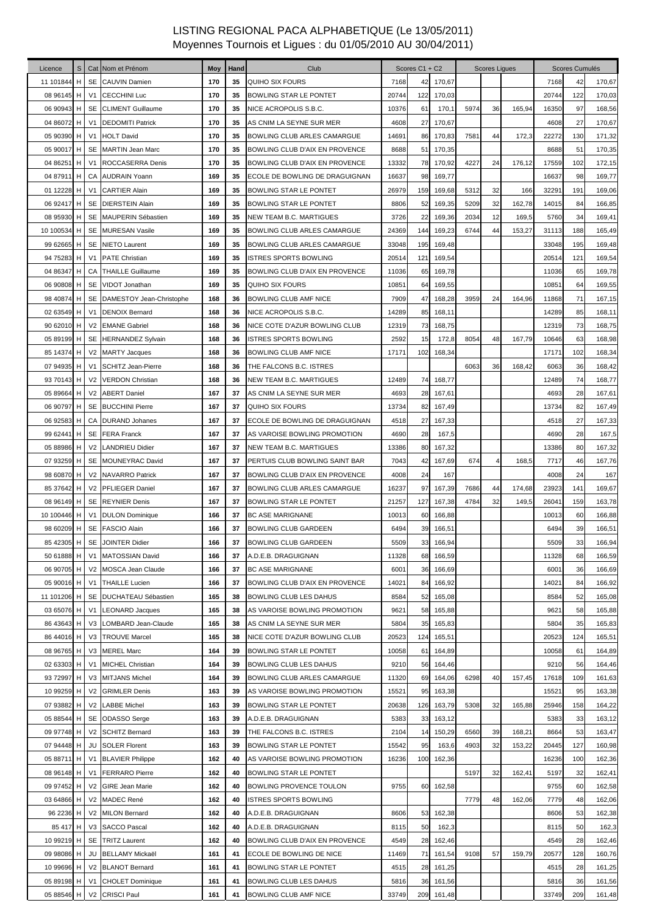# LISTING REGIONAL PACA ALPHABETIQUE (Le 13/05/2011)

Moyennes Tournois et Ligues : du 01/05/2010 AU 30/04/2011)

| Licence | S | Cat | Nom et Prénom | Moy | Hand | Club | Scores C1 + C2 | | | Scores Ligues | | | Scores Cumulés | | |
|---|---|---|---|---|---|---|---|---|---|---|---|---|---|---|---|
| 11 101844 | H | SE | CAUVIN Damien | 170 | 35 | QUIHO SIX FOURS | 7168 | 42 | 170,67 | | | | 7168 | 42 | 170,67 |
| 08 96145 | H | V1 | CECCHINI Luc | 170 | 35 | BOWLING STAR LE PONTET | 20744 | 122 | 170,03 | | | | 20744 | 122 | 170,03 |
| 06 90943 | H | SE | CLIMENT Guillaume | 170 | 35 | NICE ACROPOLIS S.B.C. | 10376 | 61 | 170,1 | 5974 | 36 | 165,94 | 16350 | 97 | 168,56 |
| 04 86072 | H | V1 | DEDOMITI Patrick | 170 | 35 | AS CNIM LA SEYNE SUR MER | 4608 | 27 | 170,67 | | | | 4608 | 27 | 170,67 |
| 05 90390 | H | V1 | HOLT David | 170 | 35 | BOWLING CLUB ARLES CAMARGUE | 14691 | 86 | 170,83 | 7581 | 44 | 172,3 | 22272 | 130 | 171,32 |
| 05 90017 | H | SE | MARTIN Jean Marc | 170 | 35 | BOWLING CLUB D'AIX EN PROVENCE | 8688 | 51 | 170,35 | | | | 8688 | 51 | 170,35 |
| 04 86251 | H | V1 | ROCCASERRA Denis | 170 | 35 | BOWLING CLUB D'AIX EN PROVENCE | 13332 | 78 | 170,92 | 4227 | 24 | 176,12 | 17559 | 102 | 172,15 |
| 04 87911 | H | CA | AUDRAIN Yoann | 169 | 35 | ECOLE DE BOWLING DE DRAGUIGNAN | 16637 | 98 | 169,77 | | | | 16637 | 98 | 169,77 |
| 01 12228 | H | V1 | CARTIER Alain | 169 | 35 | BOWLING STAR LE PONTET | 26979 | 159 | 169,68 | 5312 | 32 | 166 | 32291 | 191 | 169,06 |
| 06 92417 | H | SE | DIERSTEIN Alain | 169 | 35 | BOWLING STAR LE PONTET | 8806 | 52 | 169,35 | 5209 | 32 | 162,78 | 14015 | 84 | 166,85 |
| 08 95930 | H | SE | MAUPERIN Sébastien | 169 | 35 | NEW TEAM B.C. MARTIGUES | 3726 | 22 | 169,36 | 2034 | 12 | 169,5 | 5760 | 34 | 169,41 |
| 10 100534 | H | SE | MURESAN Vasile | 169 | 35 | BOWLING CLUB ARLES CAMARGUE | 24369 | 144 | 169,23 | 6744 | 44 | 153,27 | 31113 | 188 | 165,49 |
| 99 62665 | H | SE | NIETO Laurent | 169 | 35 | BOWLING CLUB ARLES CAMARGUE | 33048 | 195 | 169,48 | | | | 33048 | 195 | 169,48 |
| 94 75283 | H | V1 | PATE Christian | 169 | 35 | ISTRES SPORTS BOWLING | 20514 | 121 | 169,54 | | | | 20514 | 121 | 169,54 |
| 04 86347 | H | CA | THAILLE Guillaume | 169 | 35 | BOWLING CLUB D'AIX EN PROVENCE | 11036 | 65 | 169,78 | | | | 11036 | 65 | 169,78 |
| 06 90808 | H | SE | VIDOT Jonathan | 169 | 35 | QUIHO SIX FOURS | 10851 | 64 | 169,55 | | | | 10851 | 64 | 169,55 |
| 98 40874 | H | SE | DAMESTOY Jean-Christophe | 168 | 36 | BOWLING CLUB AMF NICE | 7909 | 47 | 168,28 | 3959 | 24 | 164,96 | 11868 | 71 | 167,15 |
| 02 63549 | H | V1 | DENOIX Bernard | 168 | 36 | NICE ACROPOLIS S.B.C. | 14289 | 85 | 168,11 | | | | 14289 | 85 | 168,11 |
| 90 62010 | H | V2 | EMANE Gabriel | 168 | 36 | NICE COTE D'AZUR BOWLING CLUB | 12319 | 73 | 168,75 | | | | 12319 | 73 | 168,75 |
| 05 89199 | H | SE | HERNANDEZ Sylvain | 168 | 36 | ISTRES SPORTS BOWLING | 2592 | 15 | 172,8 | 8054 | 48 | 167,79 | 10646 | 63 | 168,98 |
| 85 14374 | H | V2 | MARTY Jacques | 168 | 36 | BOWLING CLUB AMF NICE | 17171 | 102 | 168,34 | | | | 17171 | 102 | 168,34 |
| 07 94935 | H | V1 | SCHITZ Jean-Pierre | 168 | 36 | THE FALCONS B.C. ISTRES | | | | 6063 | 36 | 168,42 | 6063 | 36 | 168,42 |
| 93 70143 | H | V2 | VERDON Christian | 168 | 36 | NEW TEAM B.C. MARTIGUES | 12489 | 74 | 168,77 | | | | 12489 | 74 | 168,77 |
| 05 89664 | H | V2 | ABERT Daniel | 167 | 37 | AS CNIM LA SEYNE SUR MER | 4693 | 28 | 167,61 | | | | 4693 | 28 | 167,61 |
| 06 90797 | H | SE | BUCCHINI Pierre | 167 | 37 | QUIHO SIX FOURS | 13734 | 82 | 167,49 | | | | 13734 | 82 | 167,49 |
| 06 92583 | H | CA | DURAND Johanes | 167 | 37 | ECOLE DE BOWLING DE DRAGUIGNAN | 4518 | 27 | 167,33 | | | | 4518 | 27 | 167,33 |
| 99 62441 | H | SE | FERA Franck | 167 | 37 | AS VAROISE BOWLING PROMOTION | 4690 | 28 | 167,5 | | | | 4690 | 28 | 167,5 |
| 05 88986 | H | V2 | LANDRIEU Didier | 167 | 37 | NEW TEAM B.C. MARTIGUES | 13386 | 80 | 167,32 | | | | 13386 | 80 | 167,32 |
| 07 93259 | H | SE | MOUNEYRAC David | 167 | 37 | PERTUIS CLUB BOWLING SAINT BAR | 7043 | 42 | 167,69 | 674 | 4 | 168,5 | 7717 | 46 | 167,76 |
| 98 60870 | H | V2 | NAVARRO Patrick | 167 | 37 | BOWLING CLUB D'AIX EN PROVENCE | 4008 | 24 | 167 | | | | 4008 | 24 | 167 |
| 85 37642 | H | V2 | PFLIEGER Daniel | 167 | 37 | BOWLING CLUB ARLES CAMARGUE | 16237 | 97 | 167,39 | 7686 | 44 | 174,68 | 23923 | 141 | 169,67 |
| 08 96149 | H | SE | REYNIER Denis | 167 | 37 | BOWLING STAR LE PONTET | 21257 | 127 | 167,38 | 4784 | 32 | 149,5 | 26041 | 159 | 163,78 |
| 10 100446 | H | V1 | DULON Dominique | 166 | 37 | BC ASE MARIGNANE | 10013 | 60 | 166,88 | | | | 10013 | 60 | 166,88 |
| 98 60209 | H | SE | FASCIO Alain | 166 | 37 | BOWLING CLUB GARDEEN | 6494 | 39 | 166,51 | | | | 6494 | 39 | 166,51 |
| 85 42305 | H | SE | JOINTER Didier | 166 | 37 | BOWLING CLUB GARDEEN | 5509 | 33 | 166,94 | | | | 5509 | 33 | 166,94 |
| 50 61888 | H | V1 | MATOSSIAN David | 166 | 37 | A.D.E.B. DRAGUIGNAN | 11328 | 68 | 166,59 | | | | 11328 | 68 | 166,59 |
| 06 90705 | H | V2 | MOSCA Jean Claude | 166 | 37 | BC ASE MARIGNANE | 6001 | 36 | 166,69 | | | | 6001 | 36 | 166,69 |
| 05 90016 | H | V1 | THAILLE Lucien | 166 | 37 | BOWLING CLUB D'AIX EN PROVENCE | 14021 | 84 | 166,92 | | | | 14021 | 84 | 166,92 |
| 11 101206 | H | SE | DUCHATEAU Sébastien | 165 | 38 | BOWLING CLUB LES DAHUS | 8584 | 52 | 165,08 | | | | 8584 | 52 | 165,08 |
| 03 65076 | H | V1 | LEONARD Jacques | 165 | 38 | AS VAROISE BOWLING PROMOTION | 9621 | 58 | 165,88 | | | | 9621 | 58 | 165,88 |
| 86 43643 | H | V3 | LOMBARD Jean-Claude | 165 | 38 | AS CNIM LA SEYNE SUR MER | 5804 | 35 | 165,83 | | | | 5804 | 35 | 165,83 |
| 86 44016 | H | V3 | TROUVE Marcel | 165 | 38 | NICE COTE D'AZUR BOWLING CLUB | 20523 | 124 | 165,51 | | | | 20523 | 124 | 165,51 |
| 08 96765 | H | V3 | MEREL Marc | 164 | 39 | BOWLING STAR LE PONTET | 10058 | 61 | 164,89 | | | | 10058 | 61 | 164,89 |
| 02 63303 | H | V1 | MICHEL Christian | 164 | 39 | BOWLING CLUB LES DAHUS | 9210 | 56 | 164,46 | | | | 9210 | 56 | 164,46 |
| 93 72997 | H | V3 | MITJANS Michel | 164 | 39 | BOWLING CLUB ARLES CAMARGUE | 11320 | 69 | 164,06 | 6298 | 40 | 157,45 | 17618 | 109 | 161,63 |
| 10 99259 | H | V2 | GRIMLER Denis | 163 | 39 | AS VAROISE BOWLING PROMOTION | 15521 | 95 | 163,38 | | | | 15521 | 95 | 163,38 |
| 07 93882 | H | V2 | LABBE Michel | 163 | 39 | BOWLING STAR LE PONTET | 20638 | 126 | 163,79 | 5308 | 32 | 165,88 | 25946 | 158 | 164,22 |
| 05 88544 | H | SE | ODASSO Serge | 163 | 39 | A.D.E.B. DRAGUIGNAN | 5383 | 33 | 163,12 | | | | 5383 | 33 | 163,12 |
| 09 97748 | H | V2 | SCHITZ Bernard | 163 | 39 | THE FALCONS B.C. ISTRES | 2104 | 14 | 150,29 | 6560 | 39 | 168,21 | 8664 | 53 | 163,47 |
| 07 94448 | H | JU | SOLER Florent | 163 | 39 | BOWLING STAR LE PONTET | 15542 | 95 | 163,6 | 4903 | 32 | 153,22 | 20445 | 127 | 160,98 |
| 05 88711 | H | V1 | BLAVIER Philippe | 162 | 40 | AS VAROISE BOWLING PROMOTION | 16236 | 100 | 162,36 | | | | 16236 | 100 | 162,36 |
| 08 96148 | H | V1 | FERRARO Pierre | 162 | 40 | BOWLING STAR LE PONTET | | | | 5197 | 32 | 162,41 | 5197 | 32 | 162,41 |
| 09 97452 | H | V2 | GIRE Jean Marie | 162 | 40 | BOWLING PROVENCE TOULON | 9755 | 60 | 162,58 | | | | 9755 | 60 | 162,58 |
| 03 64866 | H | V2 | MADEC René | 162 | 40 | ISTRES SPORTS BOWLING | | | | 7779 | 48 | 162,06 | 7779 | 48 | 162,06 |
| 96 2236 | H | V2 | MILON Bernard | 162 | 40 | A.D.E.B. DRAGUIGNAN | 8606 | 53 | 162,38 | | | | 8606 | 53 | 162,38 |
| 85 417 | H | V3 | SACCO Pascal | 162 | 40 | A.D.E.B. DRAGUIGNAN | 8115 | 50 | 162,3 | | | | 8115 | 50 | 162,3 |
| 10 99219 | H | SE | TRITZ Laurent | 162 | 40 | BOWLING CLUB D'AIX EN PROVENCE | 4549 | 28 | 162,46 | | | | 4549 | 28 | 162,46 |
| 09 98086 | H | JU | BELLAMY Mickaël | 161 | 41 | ECOLE DE BOWLING DE NICE | 11469 | 71 | 161,54 | 9108 | 57 | 159,79 | 20577 | 128 | 160,76 |
| 10 99696 | H | V2 | BLANOT Bernard | 161 | 41 | BOWLING STAR LE PONTET | 4515 | 28 | 161,25 | | | | 4515 | 28 | 161,25 |
| 05 89198 | H | V1 | CHOLET Dominique | 161 | 41 | BOWLING CLUB LES DAHUS | 5816 | 36 | 161,56 | | | | 5816 | 36 | 161,56 |
| 05 88546 | H | V2 | CRISCI Paul | 161 | 41 | BOWLING CLUB AMF NICE | 33749 | 209 | 161,48 | | | | 33749 | 209 | 161,48 |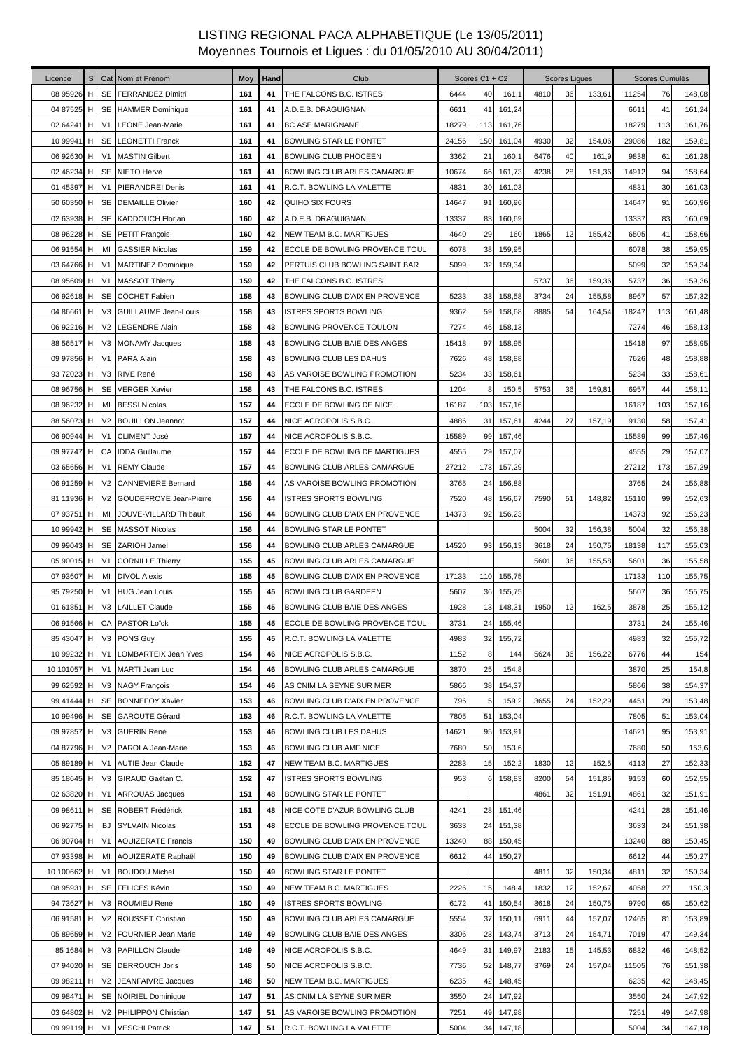# LISTING REGIONAL PACA ALPHABETIQUE (Le 13/05/2011)

## Moyennes Tournois et Ligues : du 01/05/2010 AU 30/04/2011)

| Licence | S | Cat | Nom et Prénom | Moy | Hand | Club | Scores C1 + C2 | | | Scores Ligues | | | Scores Cumulés | | |
|---|---|---|---|---|---|---|---|---|---|---|---|---|---|---|---|
| 08 95926 | H | SE | FERRANDEZ Dimitri | 161 | 41 | THE FALCONS B.C. ISTRES | 6444 | 40 | 161,1 | 4810 | 36 | 133,61 | 11254 | 76 | 148,08 |
| 04 87525 | H | SE | HAMMER Dominique | 161 | 41 | A.D.E.B. DRAGUIGNAN | 6611 | 41 | 161,24 | | | | 6611 | 41 | 161,24 |
| 02 64241 | H | V1 | LEONE Jean-Marie | 161 | 41 | BC ASE MARIGNANE | 18279 | 113 | 161,76 | | | | 18279 | 113 | 161,76 |
| 10 99941 | H | SE | LEONETTI Franck | 161 | 41 | BOWLING STAR LE PONTET | 24156 | 150 | 161,04 | 4930 | 32 | 154,06 | 29086 | 182 | 159,81 |
| 06 92630 | H | V1 | MASTIN Gilbert | 161 | 41 | BOWLING CLUB PHOCEEN | 3362 | 21 | 160,1 | 6476 | 40 | 161,9 | 9838 | 61 | 161,28 |
| 02 46234 | H | SE | NIETO Hervé | 161 | 41 | BOWLING CLUB ARLES CAMARGUE | 10674 | 66 | 161,73 | 4238 | 28 | 151,36 | 14912 | 94 | 158,64 |
| 01 45397 | H | V1 | PIERANDREI Denis | 161 | 41 | R.C.T. BOWLING LA VALETTE | 4831 | 30 | 161,03 | | | | 4831 | 30 | 161,03 |
| 50 60350 | H | SE | DEMAILLE Olivier | 160 | 42 | QUIHO SIX FOURS | 14647 | 91 | 160,96 | | | | 14647 | 91 | 160,96 |
| 02 63938 | H | SE | KADDOUCH Florian | 160 | 42 | A.D.E.B. DRAGUIGNAN | 13337 | 83 | 160,69 | | | | 13337 | 83 | 160,69 |
| 08 96228 | H | SE | PETIT François | 160 | 42 | NEW TEAM B.C. MARTIGUES | 4640 | 29 | 160 | 1865 | 12 | 155,42 | 6505 | 41 | 158,66 |
| 06 91554 | H | MI | GASSIER Nicolas | 159 | 42 | ECOLE DE BOWLING PROVENCE TOUL | 6078 | 38 | 159,95 | | | | 6078 | 38 | 159,95 |
| 03 64766 | H | V1 | MARTINEZ Dominique | 159 | 42 | PERTUIS CLUB BOWLING SAINT BAR | 5099 | 32 | 159,34 | | | | 5099 | 32 | 159,34 |
| 08 95609 | H | V1 | MASSOT Thierry | 159 | 42 | THE FALCONS B.C. ISTRES | | | | 5737 | 36 | 159,36 | 5737 | 36 | 159,36 |
| 06 92618 | H | SE | COCHET Fabien | 158 | 43 | BOWLING CLUB D'AIX EN PROVENCE | 5233 | 33 | 158,58 | 3734 | 24 | 155,58 | 8967 | 57 | 157,32 |
| 04 86661 | H | V3 | GUILLAUME Jean-Louis | 158 | 43 | ISTRES SPORTS BOWLING | 9362 | 59 | 158,68 | 8885 | 54 | 164,54 | 18247 | 113 | 161,48 |
| 06 92216 | H | V2 | LEGENDRE Alain | 158 | 43 | BOWLING PROVENCE TOULON | 7274 | 46 | 158,13 | | | | 7274 | 46 | 158,13 |
| 88 56517 | H | V3 | MONAMY Jacques | 158 | 43 | BOWLING CLUB BAIE DES ANGES | 15418 | 97 | 158,95 | | | | 15418 | 97 | 158,95 |
| 09 97856 | H | V1 | PARA Alain | 158 | 43 | BOWLING CLUB LES DAHUS | 7626 | 48 | 158,88 | | | | 7626 | 48 | 158,88 |
| 93 72023 | H | V3 | RIVE René | 158 | 43 | AS VAROISE BOWLING PROMOTION | 5234 | 33 | 158,61 | | | | 5234 | 33 | 158,61 |
| 08 96756 | H | SE | VERGER Xavier | 158 | 43 | THE FALCONS B.C. ISTRES | 1204 | 8 | 150,5 | 5753 | 36 | 159,81 | 6957 | 44 | 158,11 |
| 08 96232 | H | MI | BESSI Nicolas | 157 | 44 | ECOLE DE BOWLING DE NICE | 16187 | 103 | 157,16 | | | | 16187 | 103 | 157,16 |
| 88 56073 | H | V2 | BOUILLON Jeannot | 157 | 44 | NICE ACROPOLIS S.B.C. | 4886 | 31 | 157,61 | 4244 | 27 | 157,19 | 9130 | 58 | 157,41 |
| 06 90944 | H | V1 | CLIMENT José | 157 | 44 | NICE ACROPOLIS S.B.C. | 15589 | 99 | 157,46 | | | | 15589 | 99 | 157,46 |
| 09 97747 | H | CA | IDDA Guillaume | 157 | 44 | ECOLE DE BOWLING DE MARTIGUES | 4555 | 29 | 157,07 | | | | 4555 | 29 | 157,07 |
| 03 65656 | H | V1 | REMY Claude | 157 | 44 | BOWLING CLUB ARLES CAMARGUE | 27212 | 173 | 157,29 | | | | 27212 | 173 | 157,29 |
| 06 91259 | H | V2 | CANNEVIERE Bernard | 156 | 44 | AS VAROISE BOWLING PROMOTION | 3765 | 24 | 156,88 | | | | 3765 | 24 | 156,88 |
| 81 11936 | H | V2 | GOUDEFROYE Jean-Pierre | 156 | 44 | ISTRES SPORTS BOWLING | 7520 | 48 | 156,67 | 7590 | 51 | 148,82 | 15110 | 99 | 152,63 |
| 07 93751 | H | MI | JOUVE-VILLARD Thibault | 156 | 44 | BOWLING CLUB D'AIX EN PROVENCE | 14373 | 92 | 156,23 | | | | 14373 | 92 | 156,23 |
| 10 99942 | H | SE | MASSOT Nicolas | 156 | 44 | BOWLING STAR LE PONTET | | | | 5004 | 32 | 156,38 | 5004 | 32 | 156,38 |
| 09 99043 | H | SE | ZARIOH Jamel | 156 | 44 | BOWLING CLUB ARLES CAMARGUE | 14520 | 93 | 156,13 | 3618 | 24 | 150,75 | 18138 | 117 | 155,03 |
| 05 90015 | H | V1 | CORNILLE Thierry | 155 | 45 | BOWLING CLUB ARLES CAMARGUE | | | | 5601 | 36 | 155,58 | 5601 | 36 | 155,58 |
| 07 93607 | H | MI | DIVOL Alexis | 155 | 45 | BOWLING CLUB D'AIX EN PROVENCE | 17133 | 110 | 155,75 | | | | 17133 | 110 | 155,75 |
| 95 79250 | H | V1 | HUG Jean Louis | 155 | 45 | BOWLING CLUB GARDEEN | 5607 | 36 | 155,75 | | | | 5607 | 36 | 155,75 |
| 01 61851 | H | V3 | LAILLET Claude | 155 | 45 | BOWLING CLUB BAIE DES ANGES | 1928 | 13 | 148,31 | 1950 | 12 | 162,5 | 3878 | 25 | 155,12 |
| 06 91566 | H | CA | PASTOR Loïck | 155 | 45 | ECOLE DE BOWLING PROVENCE TOUL | 3731 | 24 | 155,46 | | | | 3731 | 24 | 155,46 |
| 85 43047 | H | V3 | PONS Guy | 155 | 45 | R.C.T. BOWLING LA VALETTE | 4983 | 32 | 155,72 | | | | 4983 | 32 | 155,72 |
| 10 99232 | H | V1 | LOMBARTEIX Jean Yves | 154 | 46 | NICE ACROPOLIS S.B.C. | 1152 | 8 | 144 | 5624 | 36 | 156,22 | 6776 | 44 | 154 |
| 10 101057 | H | V1 | MARTI Jean Luc | 154 | 46 | BOWLING CLUB ARLES CAMARGUE | 3870 | 25 | 154,8 | | | | 3870 | 25 | 154,8 |
| 99 62592 | H | V3 | NAGY François | 154 | 46 | AS CNIM LA SEYNE SUR MER | 5866 | 38 | 154,37 | | | | 5866 | 38 | 154,37 |
| 99 41444 | H | SE | BONNEFOY Xavier | 153 | 46 | BOWLING CLUB D'AIX EN PROVENCE | 796 | 5 | 159,2 | 3655 | 24 | 152,29 | 4451 | 29 | 153,48 |
| 10 99496 | H | SE | GAROUTE Gérard | 153 | 46 | R.C.T. BOWLING LA VALETTE | 7805 | 51 | 153,04 | | | | 7805 | 51 | 153,04 |
| 09 97857 | H | V3 | GUERIN René | 153 | 46 | BOWLING CLUB LES DAHUS | 14621 | 95 | 153,91 | | | | 14621 | 95 | 153,91 |
| 04 87796 | H | V2 | PAROLA Jean-Marie | 153 | 46 | BOWLING CLUB AMF NICE | 7680 | 50 | 153,6 | | | | 7680 | 50 | 153,6 |
| 05 89189 | H | V1 | AUTIE Jean Claude | 152 | 47 | NEW TEAM B.C. MARTIGUES | 2283 | 15 | 152,2 | 1830 | 12 | 152,5 | 4113 | 27 | 152,33 |
| 85 18645 | H | V3 | GIRAUD Gaëtan C. | 152 | 47 | ISTRES SPORTS BOWLING | 953 | 6 | 158,83 | 8200 | 54 | 151,85 | 9153 | 60 | 152,55 |
| 02 63820 | H | V1 | ARROUAS Jacques | 151 | 48 | BOWLING STAR LE PONTET | | | | 4861 | 32 | 151,91 | 4861 | 32 | 151,91 |
| 09 98611 | H | SE | ROBERT Frédérick | 151 | 48 | NICE COTE D'AZUR BOWLING CLUB | 4241 | 28 | 151,46 | | | | 4241 | 28 | 151,46 |
| 06 92775 | H | BJ | SYLVAIN Nicolas | 151 | 48 | ECOLE DE BOWLING PROVENCE TOUL | 3633 | 24 | 151,38 | | | | 3633 | 24 | 151,38 |
| 06 90704 | H | V1 | AOUIZERATE Francis | 150 | 49 | BOWLING CLUB D'AIX EN PROVENCE | 13240 | 88 | 150,45 | | | | 13240 | 88 | 150,45 |
| 07 93398 | H | MI | AOUIZERATE Raphaël | 150 | 49 | BOWLING CLUB D'AIX EN PROVENCE | 6612 | 44 | 150,27 | | | | 6612 | 44 | 150,27 |
| 10 100662 | H | V1 | BOUDOU Michel | 150 | 49 | BOWLING STAR LE PONTET | | | | 4811 | 32 | 150,34 | 4811 | 32 | 150,34 |
| 08 95931 | H | SE | FELICES Kévin | 150 | 49 | NEW TEAM B.C. MARTIGUES | 2226 | 15 | 148,4 | 1832 | 12 | 152,67 | 4058 | 27 | 150,3 |
| 94 73627 | H | V3 | ROUMIEU René | 150 | 49 | ISTRES SPORTS BOWLING | 6172 | 41 | 150,54 | 3618 | 24 | 150,75 | 9790 | 65 | 150,62 |
| 06 91581 | H | V2 | ROUSSET Christian | 150 | 49 | BOWLING CLUB ARLES CAMARGUE | 5554 | 37 | 150,11 | 6911 | 44 | 157,07 | 12465 | 81 | 153,89 |
| 05 89659 | H | V2 | FOURNIER Jean Marie | 149 | 49 | BOWLING CLUB BAIE DES ANGES | 3306 | 23 | 143,74 | 3713 | 24 | 154,71 | 7019 | 47 | 149,34 |
| 85 1684 | H | V3 | PAPILLON Claude | 149 | 49 | NICE ACROPOLIS S.B.C. | 4649 | 31 | 149,97 | 2183 | 15 | 145,53 | 6832 | 46 | 148,52 |
| 07 94020 | H | SE | DERROUCH Joris | 148 | 50 | NICE ACROPOLIS S.B.C. | 7736 | 52 | 148,77 | 3769 | 24 | 157,04 | 11505 | 76 | 151,38 |
| 09 98211 | H | V2 | JEANFAIVRE Jacques | 148 | 50 | NEW TEAM B.C. MARTIGUES | 6235 | 42 | 148,45 | | | | 6235 | 42 | 148,45 |
| 09 98471 | H | SE | NOIRIEL Dominique | 147 | 51 | AS CNIM LA SEYNE SUR MER | 3550 | 24 | 147,92 | | | | 3550 | 24 | 147,92 |
| 03 64802 | H | V2 | PHILIPPON Christian | 147 | 51 | AS VAROISE BOWLING PROMOTION | 7251 | 49 | 147,98 | | | | 7251 | 49 | 147,98 |
| 09 99119 | H | V1 | VESCHI Patrick | 147 | 51 | R.C.T. BOWLING LA VALETTE | 5004 | 34 | 147,18 | | | | 5004 | 34 | 147,18 |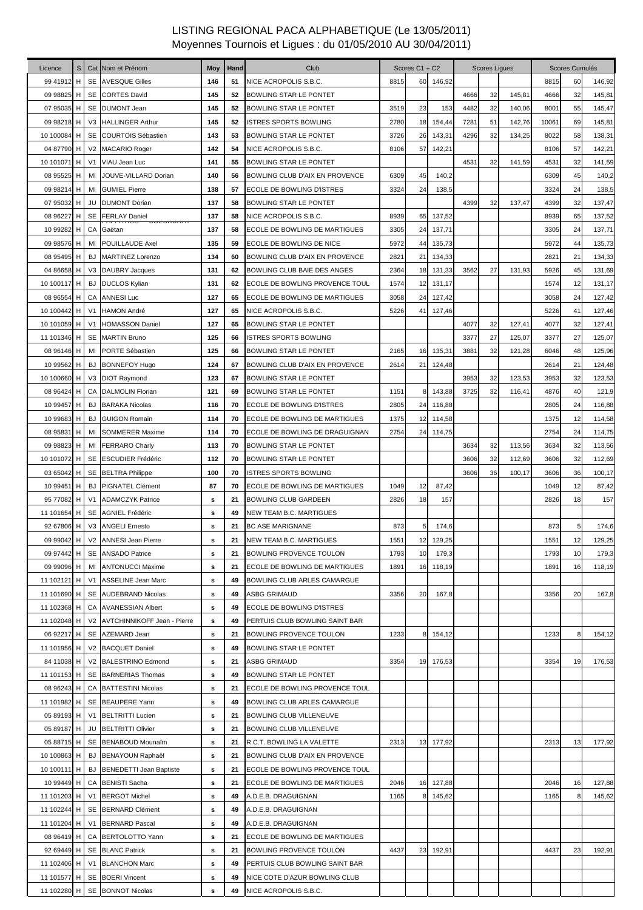# LISTING REGIONAL PACA ALPHABETIQUE (Le 13/05/2011)

## Moyennes Tournois et Ligues : du 01/05/2010 AU 30/04/2011)

| Licence | S | Cat | Nom et Prénom | Moy | Hand | Club | Scores C1 + C2 | | | Scores Ligues | | | Scores Cumulés | | |
|---|---|---|---|---|---|---|---|---|---|---|---|---|---|---|---|
| 99 41912 | H | SE | AVESQUE Gilles | 146 | 51 | NICE ACROPOLIS S.B.C. | 8815 | 60 | 146,92 | | | | 8815 | 60 | 146,92 |
| 09 98825 | H | SE | CORTES David | 145 | 52 | BOWLING STAR LE PONTET | | | | 4666 | 32 | 145,81 | 4666 | 32 | 145,81 |
| 07 95035 | H | SE | DUMONT Jean | 145 | 52 | BOWLING STAR LE PONTET | 3519 | 23 | 153 | 4482 | 32 | 140,06 | 8001 | 55 | 145,47 |
| 09 98218 | H | V3 | HALLINGER Arthur | 145 | 52 | ISTRES SPORTS BOWLING | 2780 | 18 | 154,44 | 7281 | 51 | 142,76 | 10061 | 69 | 145,81 |
| 10 100084 | H | SE | COURTOIS Sébastien | 143 | 53 | BOWLING STAR LE PONTET | 3726 | 26 | 143,31 | 4296 | 32 | 134,25 | 8022 | 58 | 138,31 |
| 04 87790 | H | V2 | MACARIO Roger | 142 | 54 | NICE ACROPOLIS S.B.C. | 8106 | 57 | 142,21 | | | | 8106 | 57 | 142,21 |
| 10 101071 | H | V1 | VIAU Jean Luc | 141 | 55 | BOWLING STAR LE PONTET | | | | 4531 | 32 | 141,59 | 4531 | 32 | 141,59 |
| 08 95525 | H | MI | JOUVE-VILLARD Dorian | 140 | 56 | BOWLING CLUB D'AIX EN PROVENCE | 6309 | 45 | 140,2 | | | | 6309 | 45 | 140,2 |
| 09 98214 | H | MI | GUMIEL Pierre | 138 | 57 | ECOLE DE BOWLING D'ISTRES | 3324 | 24 | 138,5 | | | | 3324 | 24 | 138,5 |
| 07 95032 | H | JU | DUMONT Dorian | 137 | 58 | BOWLING STAR LE PONTET | | | | 4399 | 32 | 137,47 | 4399 | 32 | 137,47 |
| 08 96227 | H | SE | FERLAY Daniel | 137 | 58 | NICE ACROPOLIS S.B.C. | 8939 | 65 | 137,52 | | | | 8939 | 65 | 137,52 |
| 10 99282 | H | CA | PAPATHEO - COLOMBANI Gaëtan | 137 | 58 | ECOLE DE BOWLING DE MARTIGUES | 3305 | 24 | 137,71 | | | | 3305 | 24 | 137,71 |
| 09 98576 | H | MI | POUILLAUDE Axel | 135 | 59 | ECOLE DE BOWLING DE NICE | 5972 | 44 | 135,73 | | | | 5972 | 44 | 135,73 |
| 08 95495 | H | BJ | MARTINEZ Lorenzo | 134 | 60 | BOWLING CLUB D'AIX EN PROVENCE | 2821 | 21 | 134,33 | | | | 2821 | 21 | 134,33 |
| 04 86658 | H | V3 | DAUBRY Jacques | 131 | 62 | BOWLING CLUB BAIE DES ANGES | 2364 | 18 | 131,33 | 3562 | 27 | 131,93 | 5926 | 45 | 131,69 |
| 10 100117 | H | BJ | DUCLOS Kylian | 131 | 62 | ECOLE DE BOWLING PROVENCE TOUL | 1574 | 12 | 131,17 | | | | 1574 | 12 | 131,17 |
| 08 96554 | H | CA | ANNESI Luc | 127 | 65 | ECOLE DE BOWLING DE MARTIGUES | 3058 | 24 | 127,42 | | | | 3058 | 24 | 127,42 |
| 10 100442 | H | V1 | HAMON André | 127 | 65 | NICE ACROPOLIS S.B.C. | 5226 | 41 | 127,46 | | | | 5226 | 41 | 127,46 |
| 10 101059 | H | V1 | HOMASSON Daniel | 127 | 65 | BOWLING STAR LE PONTET | | | | 4077 | 32 | 127,41 | 4077 | 32 | 127,41 |
| 11 101346 | H | SE | MARTIN Bruno | 125 | 66 | ISTRES SPORTS BOWLING | | | | 3377 | 27 | 125,07 | 3377 | 27 | 125,07 |
| 08 96146 | H | MI | PORTE Sébastien | 125 | 66 | BOWLING STAR LE PONTET | 2165 | 16 | 135,31 | 3881 | 32 | 121,28 | 6046 | 48 | 125,96 |
| 10 99562 | H | BJ | BONNEFOY Hugo | 124 | 67 | BOWLING CLUB D'AIX EN PROVENCE | 2614 | 21 | 124,48 | | | | 2614 | 21 | 124,48 |
| 10 100660 | H | V3 | DIOT Raymond | 123 | 67 | BOWLING STAR LE PONTET | | | | 3953 | 32 | 123,53 | 3953 | 32 | 123,53 |
| 08 96424 | H | CA | DALMOLIN Florian | 121 | 69 | BOWLING STAR LE PONTET | 1151 | 8 | 143,88 | 3725 | 32 | 116,41 | 4876 | 40 | 121,9 |
| 10 99457 | H | BJ | BARAKA Nicolas | 116 | 70 | ECOLE DE BOWLING D'ISTRES | 2805 | 24 | 116,88 | | | | 2805 | 24 | 116,88 |
| 10 99683 | H | BJ | GUIGON Romain | 114 | 70 | ECOLE DE BOWLING DE MARTIGUES | 1375 | 12 | 114,58 | | | | 1375 | 12 | 114,58 |
| 08 95831 | H | MI | SOMMERER Maxime | 114 | 70 | ECOLE DE BOWLING DE DRAGUIGNAN | 2754 | 24 | 114,75 | | | | 2754 | 24 | 114,75 |
| 09 98823 | H | MI | FERRARO Charly | 113 | 70 | BOWLING STAR LE PONTET | | | | 3634 | 32 | 113,56 | 3634 | 32 | 113,56 |
| 10 101072 | H | SE | ESCUDIER Frédéric | 112 | 70 | BOWLING STAR LE PONTET | | | | 3606 | 32 | 112,69 | 3606 | 32 | 112,69 |
| 03 65042 | H | SE | BELTRA Philippe | 100 | 70 | ISTRES SPORTS BOWLING | | | | 3606 | 36 | 100,17 | 3606 | 36 | 100,17 |
| 10 99451 | H | BJ | PIGNATEL Clément | 87 | 70 | ECOLE DE BOWLING DE MARTIGUES | 1049 | 12 | 87,42 | | | | 1049 | 12 | 87,42 |
| 95 77082 | H | V1 | ADAMCZYK Patrice | s | 21 | BOWLING CLUB GARDEEN | 2826 | 18 | 157 | | | | 2826 | 18 | 157 |
| 11 101654 | H | SE | AGNIEL Frédéric | s | 49 | NEW TEAM B.C. MARTIGUES | | | | | | | | | |
| 92 67806 | H | V3 | ANGELI Ernesto | s | 21 | BC ASE MARIGNANE | 873 | 5 | 174,6 | | | | 873 | 5 | 174,6 |
| 09 99042 | H | V2 | ANNESI Jean Pierre | s | 21 | NEW TEAM B.C. MARTIGUES | 1551 | 12 | 129,25 | | | | 1551 | 12 | 129,25 |
| 09 97442 | H | SE | ANSADO Patrice | s | 21 | BOWLING PROVENCE TOULON | 1793 | 10 | 179,3 | | | | 1793 | 10 | 179,3 |
| 09 99096 | H | MI | ANTONUCCI Maxime | s | 21 | ECOLE DE BOWLING DE MARTIGUES | 1891 | 16 | 118,19 | | | | 1891 | 16 | 118,19 |
| 11 102121 | H | V1 | ASSELINE Jean Marc | s | 49 | BOWLING CLUB ARLES CAMARGUE | | | | | | | | | |
| 11 101690 | H | SE | AUDEBRAND Nicolas | s | 49 | ASBG GRIMAUD | 3356 | 20 | 167,8 | | | | 3356 | 20 | 167,8 |
| 11 102368 | H | CA | AVANESSIAN Albert | s | 49 | ECOLE DE BOWLING D'ISTRES | | | | | | | | | |
| 11 102048 | H | V2 | AVTCHINNIKOFF Jean - Pierre | s | 49 | PERTUIS CLUB BOWLING SAINT BAR | | | | | | | | | |
| 06 92217 | H | SE | AZEMARD Jean | s | 21 | BOWLING PROVENCE TOULON | 1233 | 8 | 154,12 | | | | 1233 | 8 | 154,12 |
| 11 101956 | H | V2 | BACQUET Daniel | s | 49 | BOWLING STAR LE PONTET | | | | | | | | | |
| 84 11038 | H | V2 | BALESTRINO Edmond | s | 21 | ASBG GRIMAUD | 3354 | 19 | 176,53 | | | | 3354 | 19 | 176,53 |
| 11 101153 | H | SE | BARNERIAS Thomas | s | 49 | BOWLING STAR LE PONTET | | | | | | | | | |
| 08 96243 | H | CA | BATTESTINI Nicolas | s | 21 | ECOLE DE BOWLING PROVENCE TOUL | | | | | | | | | |
| 11 101982 | H | SE | BEAUPERE Yann | s | 49 | BOWLING CLUB ARLES CAMARGUE | | | | | | | | | |
| 05 89193 | H | V1 | BELTRITTI Lucien | s | 21 | BOWLING CLUB VILLENEUVE | | | | | | | | | |
| 05 89187 | H | JU | BELTRITTI Olivier | s | 21 | BOWLING CLUB VILLENEUVE | | | | | | | | | |
| 05 88715 | H | SE | BENABOUD Mounaïm | s | 21 | R.C.T. BOWLING LA VALETTE | 2313 | 13 | 177,92 | | | | 2313 | 13 | 177,92 |
| 10 100863 | H | BJ | BENAYOUN Raphaël | s | 21 | BOWLING CLUB D'AIX EN PROVENCE | | | | | | | | | |
| 10 100111 | H | BJ | BENEDETTI Jean Baptiste | s | 21 | ECOLE DE BOWLING PROVENCE TOUL | | | | | | | | | |
| 10 99449 | H | CA | BENISTI Sacha | s | 21 | ECOLE DE BOWLING DE MARTIGUES | 2046 | 16 | 127,88 | | | | 2046 | 16 | 127,88 |
| 11 101203 | H | V1 | BERGOT Michel | s | 49 | A.D.E.B. DRAGUIGNAN | 1165 | 8 | 145,62 | | | | 1165 | 8 | 145,62 |
| 11 102244 | H | SE | BERNARD Clément | s | 49 | A.D.E.B. DRAGUIGNAN | | | | | | | | | |
| 11 101204 | H | V1 | BERNARD Pascal | s | 49 | A.D.E.B. DRAGUIGNAN | | | | | | | | | |
| 08 96419 | H | CA | BERTOLOTTO Yann | s | 21 | ECOLE DE BOWLING DE MARTIGUES | | | | | | | | | |
| 92 69449 | H | SE | BLANC Patrick | s | 21 | BOWLING PROVENCE TOULON | 4437 | 23 | 192,91 | | | | 4437 | 23 | 192,91 |
| 11 102406 | H | V1 | BLANCHON Marc | s | 49 | PERTUIS CLUB BOWLING SAINT BAR | | | | | | | | | |
| 11 101577 | H | SE | BOERI Vincent | s | 49 | NICE COTE D'AZUR BOWLING CLUB | | | | | | | | | |
| 11 102280 | H | SE | BONNOT Nicolas | s | 49 | NICE ACROPOLIS S.B.C. | | | | | | | | | |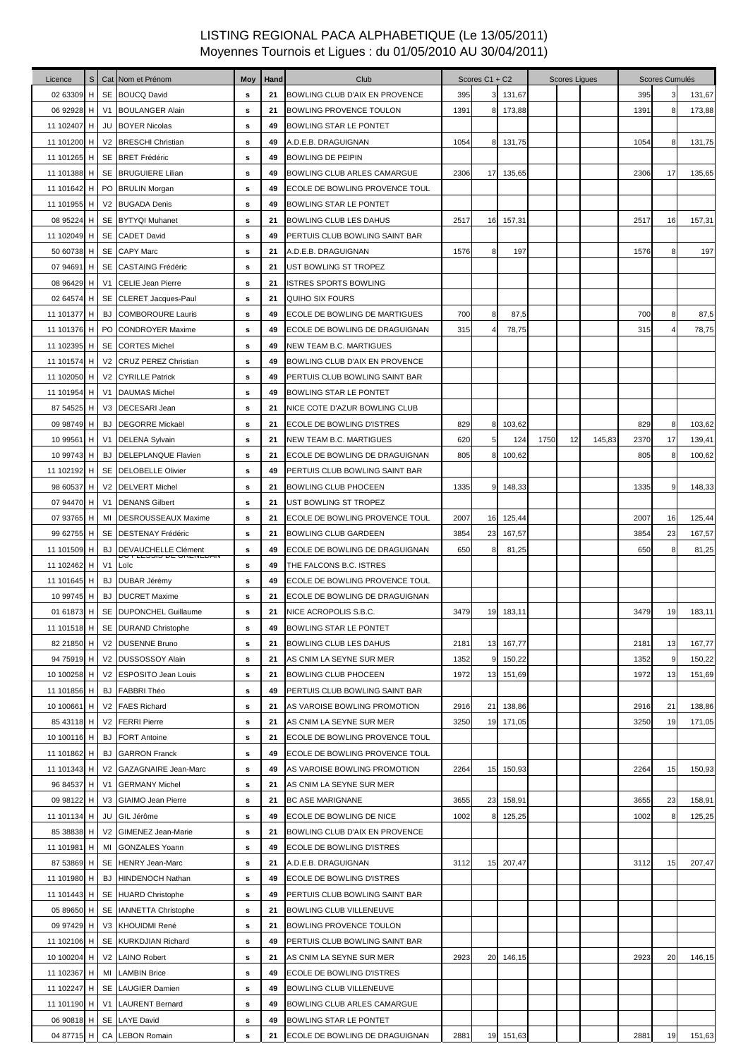# LISTING REGIONAL PACA ALPHABETIQUE (Le 13/05/2011)

## Moyennes Tournois et Ligues : du 01/05/2010 AU 30/04/2011)

| Licence | S | Cat | Nom et Prénom | Moy | Hand | Club | Scores C1 + C2 | | | Scores Ligues | | | Scores Cumulés | | |
|---|---|---|---|---|---|---|---|---|---|---|---|---|---|---|---|
| 02 63309 | H | SE | BOUCQ David | s | 21 | BOWLING CLUB D'AIX EN PROVENCE | 395 | 3 | 131,67 | | | | 395 | 3 | 131,67 |
| 06 92928 | H | V1 | BOULANGER Alain | s | 21 | BOWLING PROVENCE TOULON | 1391 | 8 | 173,88 | | | | 1391 | 8 | 173,88 |
| 11 102407 | H | JU | BOYER Nicolas | s | 49 | BOWLING STAR LE PONTET | | | | | | | | | |
| 11 101200 | H | V2 | BRESCHI Christian | s | 49 | A.D.E.B. DRAGUIGNAN | 1054 | 8 | 131,75 | | | | 1054 | 8 | 131,75 |
| 11 101265 | H | SE | BRET Frédéric | s | 49 | BOWLING DE PEIPIN | | | | | | | | | |
| 11 101388 | H | SE | BRUGUIERE Lilian | s | 49 | BOWLING CLUB ARLES CAMARGUE | 2306 | 17 | 135,65 | | | | 2306 | 17 | 135,65 |
| 11 101642 | H | PO | BRULIN Morgan | s | 49 | ECOLE DE BOWLING PROVENCE TOUL | | | | | | | | | |
| 11 101955 | H | V2 | BUGADA Denis | s | 49 | BOWLING STAR LE PONTET | | | | | | | | | |
| 08 95224 | H | SE | BYTYQI Muhanet | s | 21 | BOWLING CLUB LES DAHUS | 2517 | 16 | 157,31 | | | | 2517 | 16 | 157,31 |
| 11 102049 | H | SE | CADET David | s | 49 | PERTUIS CLUB BOWLING SAINT BAR | | | | | | | | | |
| 50 60738 | H | SE | CAPY Marc | s | 21 | A.D.E.B. DRAGUIGNAN | 1576 | 8 | 197 | | | | 1576 | 8 | 197 |
| 07 94691 | H | SE | CASTAING Frédéric | s | 21 | UST BOWLING ST TROPEZ | | | | | | | | | |
| 08 96429 | H | V1 | CELIE Jean Pierre | s | 21 | ISTRES SPORTS BOWLING | | | | | | | | | |
| 02 64574 | H | SE | CLERET Jacques-Paul | s | 21 | QUIHO SIX FOURS | | | | | | | | | |
| 11 101377 | H | BJ | COMBOROURE Lauris | s | 49 | ECOLE DE BOWLING DE MARTIGUES | 700 | 8 | 87,5 | | | | 700 | 8 | 87,5 |
| 11 101376 | H | PO | CONDROYER Maxime | s | 49 | ECOLE DE BOWLING DE DRAGUIGNAN | 315 | 4 | 78,75 | | | | 315 | 4 | 78,75 |
| 11 102395 | H | SE | CORTES Michel | s | 49 | NEW TEAM B.C. MARTIGUES | | | | | | | | | |
| 11 101574 | H | V2 | CRUZ PEREZ Christian | s | 49 | BOWLING CLUB D'AIX EN PROVENCE | | | | | | | | | |
| 11 102050 | H | V2 | CYRILLE Patrick | s | 49 | PERTUIS CLUB BOWLING SAINT BAR | | | | | | | | | |
| 11 101954 | H | V1 | DAUMAS Michel | s | 49 | BOWLING STAR LE PONTET | | | | | | | | | |
| 87 54525 | H | V3 | DECESARI Jean | s | 21 | NICE COTE D'AZUR BOWLING CLUB | | | | | | | | | |
| 09 98749 | H | BJ | DEGORRE Mickaël | s | 21 | ECOLE DE BOWLING D'ISTRES | 829 | 8 | 103,62 | | | | 829 | 8 | 103,62 |
| 10 99561 | H | V1 | DELENA Sylvain | s | 21 | NEW TEAM B.C. MARTIGUES | 620 | 5 | 124 | 1750 | 12 | 145,83 | 2370 | 17 | 139,41 |
| 10 99743 | H | BJ | DELEPLANQUE Flavien | s | 21 | ECOLE DE BOWLING DE DRAGUIGNAN | 805 | 8 | 100,62 | | | | 805 | 8 | 100,62 |
| 11 102192 | H | SE | DELOBELLE Olivier | s | 49 | PERTUIS CLUB BOWLING SAINT BAR | | | | | | | | | |
| 98 60537 | H | V2 | DELVERT Michel | s | 21 | BOWLING CLUB PHOCEEN | 1335 | 9 | 148,33 | | | | 1335 | 9 | 148,33 |
| 07 94470 | H | V1 | DENANS Gilbert | s | 21 | UST BOWLING ST TROPEZ | | | | | | | | | |
| 07 93765 | H | MI | DESROUSSEAUX Maxime | s | 21 | ECOLE DE BOWLING PROVENCE TOUL | 2007 | 16 | 125,44 | | | | 2007 | 16 | 125,44 |
| 99 62755 | H | SE | DESTENAY Frédéric | s | 21 | BOWLING CLUB GARDEEN | 3854 | 23 | 167,57 | | | | 3854 | 23 | 167,57 |
| 11 101509 | H | BJ | DEVAUCHELLE Clément | s | 49 | ECOLE DE BOWLING DE DRAGUIGNAN | 650 | 8 | 81,25 | | | | 650 | 8 | 81,25 |
| 11 102462 | H | V1 | DU PLESSIS DE GRENEDAN Loïc | s | 49 | THE FALCONS B.C. ISTRES | | | | | | | | | |
| 11 101645 | H | BJ | DUBAR Jérémy | s | 49 | ECOLE DE BOWLING PROVENCE TOUL | | | | | | | | | |
| 10 99745 | H | BJ | DUCRET Maxime | s | 21 | ECOLE DE BOWLING DE DRAGUIGNAN | | | | | | | | | |
| 01 61873 | H | SE | DUPONCHEL Guillaume | s | 21 | NICE ACROPOLIS S.B.C. | 3479 | 19 | 183,11 | | | | 3479 | 19 | 183,11 |
| 11 101518 | H | SE | DURAND Christophe | s | 49 | BOWLING STAR LE PONTET | | | | | | | | | |
| 82 21850 | H | V2 | DUSENNE Bruno | s | 21 | BOWLING CLUB LES DAHUS | 2181 | 13 | 167,77 | | | | 2181 | 13 | 167,77 |
| 94 75919 | H | V2 | DUSSOSSOY Alain | s | 21 | AS CNIM LA SEYNE SUR MER | 1352 | 9 | 150,22 | | | | 1352 | 9 | 150,22 |
| 10 100258 | H | V2 | ESPOSITO Jean Louis | s | 21 | BOWLING CLUB PHOCEEN | 1972 | 13 | 151,69 | | | | 1972 | 13 | 151,69 |
| 11 101856 | H | BJ | FABBRI Théo | s | 49 | PERTUIS CLUB BOWLING SAINT BAR | | | | | | | | | |
| 10 100661 | H | V2 | FAES Richard | s | 21 | AS VAROISE BOWLING PROMOTION | 2916 | 21 | 138,86 | | | | 2916 | 21 | 138,86 |
| 85 43118 | H | V2 | FERRI Pierre | s | 21 | AS CNIM LA SEYNE SUR MER | 3250 | 19 | 171,05 | | | | 3250 | 19 | 171,05 |
| 10 100116 | H | BJ | FORT Antoine | s | 21 | ECOLE DE BOWLING PROVENCE TOUL | | | | | | | | | |
| 11 101862 | H | BJ | GARRON Franck | s | 49 | ECOLE DE BOWLING PROVENCE TOUL | | | | | | | | | |
| 11 101343 | H | V2 | GAZAGNAIRE Jean-Marc | s | 49 | AS VAROISE BOWLING PROMOTION | 2264 | 15 | 150,93 | | | | 2264 | 15 | 150,93 |
| 96 84537 | H | V1 | GERMANY Michel | s | 21 | AS CNIM LA SEYNE SUR MER | | | | | | | | | |
| 09 98122 | H | V3 | GIAIMO Jean Pierre | s | 21 | BC ASE MARIGNANE | 3655 | 23 | 158,91 | | | | 3655 | 23 | 158,91 |
| 11 101134 | H | JU | GIL Jérôme | s | 49 | ECOLE DE BOWLING DE NICE | 1002 | 8 | 125,25 | | | | 1002 | 8 | 125,25 |
| 85 38838 | H | V2 | GIMENEZ Jean-Marie | s | 21 | BOWLING CLUB D'AIX EN PROVENCE | | | | | | | | | |
| 11 101981 | H | MI | GONZALES Yoann | s | 49 | ECOLE DE BOWLING D'ISTRES | | | | | | | | | |
| 87 53869 | H | SE | HENRY Jean-Marc | s | 21 | A.D.E.B. DRAGUIGNAN | 3112 | 15 | 207,47 | | | | 3112 | 15 | 207,47 |
| 11 101980 | H | BJ | HINDENOCH Nathan | s | 49 | ECOLE DE BOWLING D'ISTRES | | | | | | | | | |
| 11 101443 | H | SE | HUARD Christophe | s | 49 | PERTUIS CLUB BOWLING SAINT BAR | | | | | | | | | |
| 05 89650 | H | SE | IANNETTA Christophe | s | 21 | BOWLING CLUB VILLENEUVE | | | | | | | | | |
| 09 97429 | H | V3 | KHOUIDMI René | s | 21 | BOWLING PROVENCE TOULON | | | | | | | | | |
| 11 102106 | H | SE | KURKDJIAN Richard | s | 49 | PERTUIS CLUB BOWLING SAINT BAR | | | | | | | | | |
| 10 100204 | H | V2 | LAINO Robert | s | 21 | AS CNIM LA SEYNE SUR MER | 2923 | 20 | 146,15 | | | | 2923 | 20 | 146,15 |
| 11 102367 | H | MI | LAMBIN Brice | s | 49 | ECOLE DE BOWLING D'ISTRES | | | | | | | | | |
| 11 102247 | H | SE | LAUGIER Damien | s | 49 | BOWLING CLUB VILLENEUVE | | | | | | | | | |
| 11 101190 | H | V1 | LAURENT Bernard | s | 49 | BOWLING CLUB ARLES CAMARGUE | | | | | | | | | |
| 06 90818 | H | SE | LAYE David | s | 49 | BOWLING STAR LE PONTET | | | | | | | | | |
| 04 87715 | H | CA | LEBON Romain | s | 21 | ECOLE DE BOWLING DE DRAGUIGNAN | 2881 | 19 | 151,63 | | | | 2881 | 19 | 151,63 |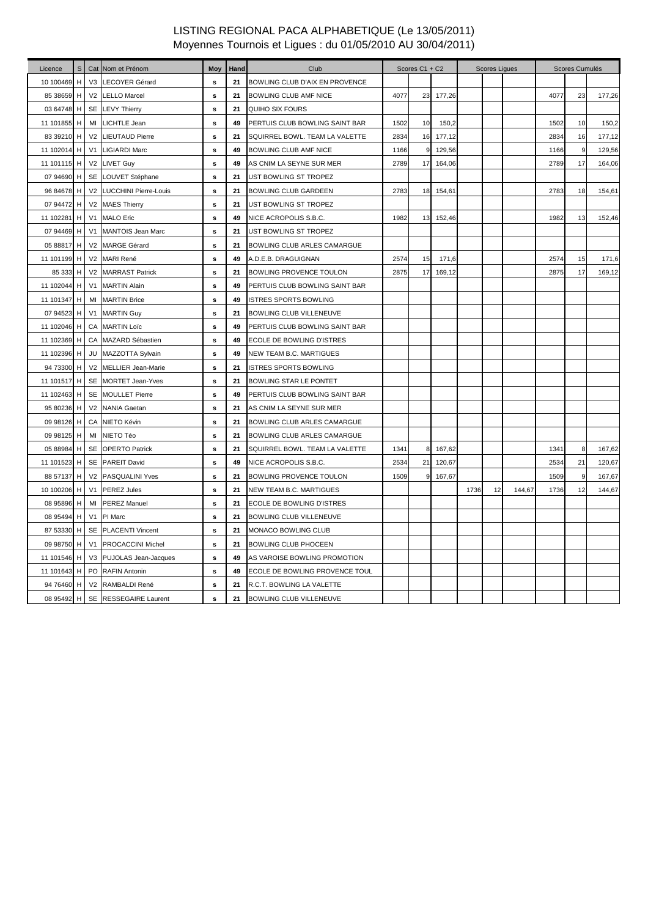# LISTING REGIONAL PACA ALPHABETIQUE (Le 13/05/2011)

## Moyennes Tournois et Ligues : du 01/05/2010 AU 30/04/2011)

| Licence | S | Cat | Nom et Prénom | Moy | Hand | Club | Scores C1 + C2 | | | Scores Ligues | | | Scores Cumulés | | |
|---|---|---|---|---|---|---|---|---|---|---|---|---|---|---|---|
| 10 100469 | H | V3 | LECOYER Gérard | s | 21 | BOWLING CLUB D'AIX EN PROVENCE | | | | | | | | | |
| 85 38659 | H | V2 | LELLO Marcel | s | 21 | BOWLING CLUB AMF NICE | 4077 | 23 | 177,26 | | | | 4077 | 23 | 177,26 |
| 03 64748 | H | SE | LEVY Thierry | s | 21 | QUIHO SIX FOURS | | | | | | | | | |
| 11 101855 | H | MI | LICHTLE Jean | s | 49 | PERTUIS CLUB BOWLING SAINT BAR | 1502 | 10 | 150,2 | | | | 1502 | 10 | 150,2 |
| 83 39210 | H | V2 | LIEUTAUD Pierre | s | 21 | SQUIRREL BOWL. TEAM LA VALETTE | 2834 | 16 | 177,12 | | | | 2834 | 16 | 177,12 |
| 11 102014 | H | V1 | LIGIARDI Marc | s | 49 | BOWLING CLUB AMF NICE | 1166 | 9 | 129,56 | | | | 1166 | 9 | 129,56 |
| 11 101115 | H | V2 | LIVET Guy | s | 49 | AS CNIM LA SEYNE SUR MER | 2789 | 17 | 164,06 | | | | 2789 | 17 | 164,06 |
| 07 94690 | H | SE | LOUVET Stéphane | s | 21 | UST BOWLING ST TROPEZ | | | | | | | | | |
| 96 84678 | H | V2 | LUCCHINI Pierre-Louis | s | 21 | BOWLING CLUB GARDEEN | 2783 | 18 | 154,61 | | | | 2783 | 18 | 154,61 |
| 07 94472 | H | V2 | MAES Thierry | s | 21 | UST BOWLING ST TROPEZ | | | | | | | | | |
| 11 102281 | H | V1 | MALO Eric | s | 49 | NICE ACROPOLIS S.B.C. | 1982 | 13 | 152,46 | | | | 1982 | 13 | 152,46 |
| 07 94469 | H | V1 | MANTOIS Jean Marc | s | 21 | UST BOWLING ST TROPEZ | | | | | | | | | |
| 05 88817 | H | V2 | MARGE Gérard | s | 21 | BOWLING CLUB ARLES CAMARGUE | | | | | | | | | |
| 11 101199 | H | V2 | MARI René | s | 49 | A.D.E.B. DRAGUIGNAN | 2574 | 15 | 171,6 | | | | 2574 | 15 | 171,6 |
| 85 333 | H | V2 | MARRAST Patrick | s | 21 | BOWLING PROVENCE TOULON | 2875 | 17 | 169,12 | | | | 2875 | 17 | 169,12 |
| 11 102044 | H | V1 | MARTIN Alain | s | 49 | PERTUIS CLUB BOWLING SAINT BAR | | | | | | | | | |
| 11 101347 | H | MI | MARTIN Brice | s | 49 | ISTRES SPORTS BOWLING | | | | | | | | | |
| 07 94523 | H | V1 | MARTIN Guy | s | 21 | BOWLING CLUB VILLENEUVE | | | | | | | | | |
| 11 102046 | H | CA | MARTIN Loïc | s | 49 | PERTUIS CLUB BOWLING SAINT BAR | | | | | | | | | |
| 11 102369 | H | CA | MAZARD Sébastien | s | 49 | ECOLE DE BOWLING D'ISTRES | | | | | | | | | |
| 11 102396 | H | JU | MAZZOTTA Sylvain | s | 49 | NEW TEAM B.C. MARTIGUES | | | | | | | | | |
| 94 73300 | H | V2 | MELLIER Jean-Marie | s | 21 | ISTRES SPORTS BOWLING | | | | | | | | | |
| 11 101517 | H | SE | MORTET Jean-Yves | s | 21 | BOWLING STAR LE PONTET | | | | | | | | | |
| 11 102463 | H | SE | MOULLET Pierre | s | 49 | PERTUIS CLUB BOWLING SAINT BAR | | | | | | | | | |
| 95 80236 | H | V2 | NANIA Gaetan | s | 21 | AS CNIM LA SEYNE SUR MER | | | | | | | | | |
| 09 98126 | H | CA | NIETO Kévin | s | 21 | BOWLING CLUB ARLES CAMARGUE | | | | | | | | | |
| 09 98125 | H | MI | NIETO Téo | s | 21 | BOWLING CLUB ARLES CAMARGUE | | | | | | | | | |
| 05 88984 | H | SE | OPERTO Patrick | s | 21 | SQUIRREL BOWL. TEAM LA VALETTE | 1341 | 8 | 167,62 | | | | 1341 | 8 | 167,62 |
| 11 101523 | H | SE | PAREIT David | s | 49 | NICE ACROPOLIS S.B.C. | 2534 | 21 | 120,67 | | | | 2534 | 21 | 120,67 |
| 88 57137 | H | V2 | PASQUALINI Yves | s | 21 | BOWLING PROVENCE TOULON | 1509 | 9 | 167,67 | | | | 1509 | 9 | 167,67 |
| 10 100206 | H | V1 | PEREZ Jules | s | 21 | NEW TEAM B.C. MARTIGUES | | | | 1736 | 12 | 144,67 | 1736 | 12 | 144,67 |
| 08 95896 | H | MI | PEREZ Manuel | s | 21 | ECOLE DE BOWLING D'ISTRES | | | | | | | | | |
| 08 95494 | H | V1 | PI Marc | s | 21 | BOWLING CLUB VILLENEUVE | | | | | | | | | |
| 87 53330 | H | SE | PLACENTI Vincent | s | 21 | MONACO BOWLING CLUB | | | | | | | | | |
| 09 98750 | H | V1 | PROCACCINI Michel | s | 21 | BOWLING CLUB PHOCEEN | | | | | | | | | |
| 11 101546 | H | V3 | PUJOLAS Jean-Jacques | s | 49 | AS VAROISE BOWLING PROMOTION | | | | | | | | | |
| 11 101643 | H | PO | RAFIN Antonin | s | 49 | ECOLE DE BOWLING PROVENCE TOUL | | | | | | | | | |
| 94 76460 | H | V2 | RAMBALDI René | s | 21 | R.C.T. BOWLING LA VALETTE | | | | | | | | | |
| 08 95492 | H | SE | RESSEGAIRE Laurent | s | 21 | BOWLING CLUB VILLENEUVE | | | | | | | | | |